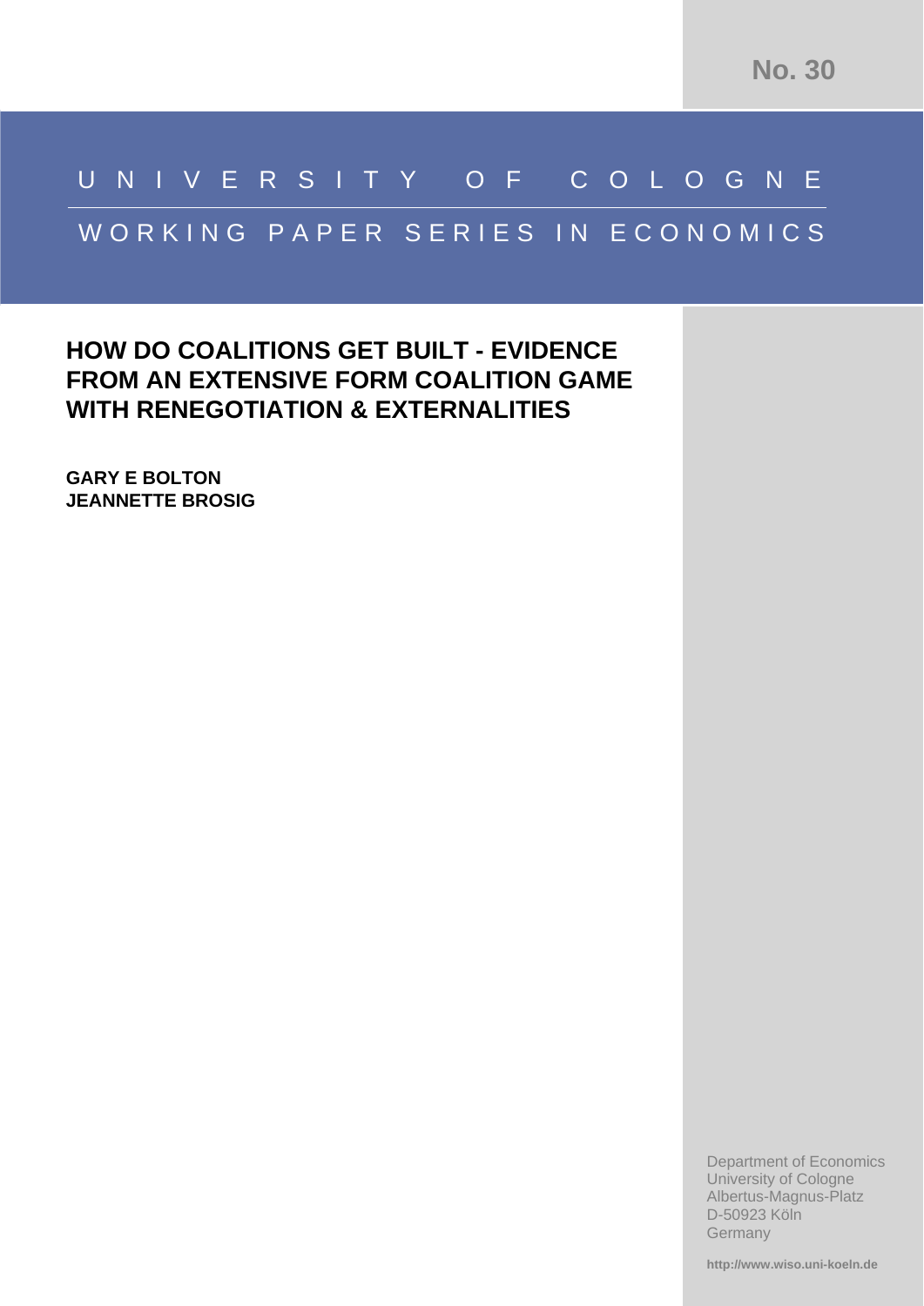No. 30

UNIVERSITY OF COLOGNE

WORKING PAPER SERIES IN ECONOMICS

# HOW DO COALITIONS GET BUILT - EVIDENCE FROM AN EXTENSIVE FORM COALITION GAME WITH RENEGOTIATION & EXTERNALITIES

**GARY E BOLTON**
**JEANNETTE BROSIG**

Department of Economics
University of Cologne
Albertus-Magnus-Platz
D-50923 Köln
Germany

**http://www.wiso.uni-koeln.de**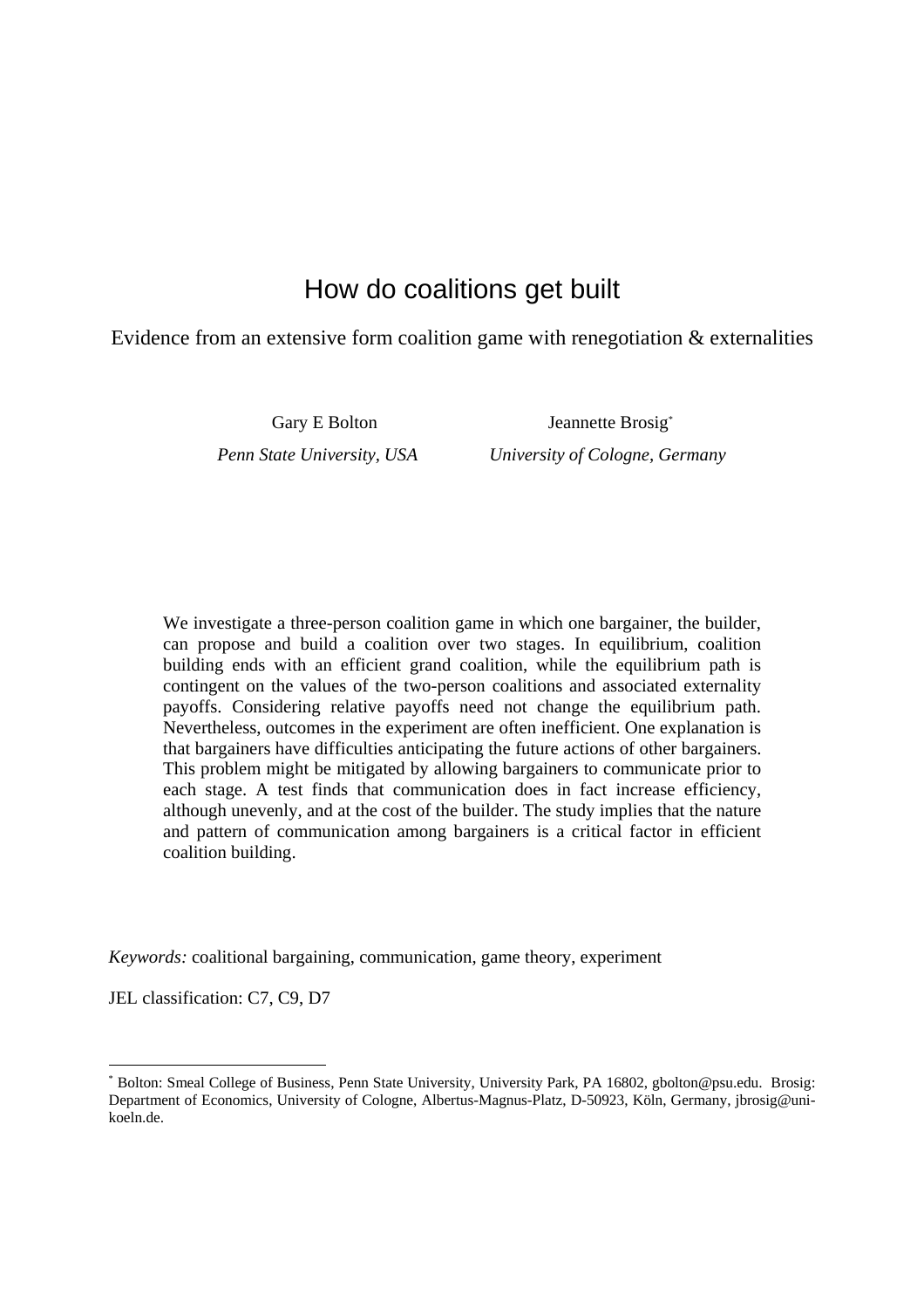# How do coalitions get built

Evidence from an extensive form coalition game with renegotiation & externalities

Gary E Bolton

*Penn State University, USA*

Jeannette Brosig*

*University of Cologne, Germany*

We investigate a three-person coalition game in which one bargainer, the builder, can propose and build a coalition over two stages. In equilibrium, coalition building ends with an efficient grand coalition, while the equilibrium path is contingent on the values of the two-person coalitions and associated externality payoffs. Considering relative payoffs need not change the equilibrium path. Nevertheless, outcomes in the experiment are often inefficient. One explanation is that bargainers have difficulties anticipating the future actions of other bargainers. This problem might be mitigated by allowing bargainers to communicate prior to each stage. A test finds that communication does in fact increase efficiency, although unevenly, and at the cost of the builder. The study implies that the nature and pattern of communication among bargainers is a critical factor in efficient coalition building.

*Keywords:* coalitional bargaining, communication, game theory, experiment

JEL classification: C7, C9, D7

---

* Bolton: Smeal College of Business, Penn State University, University Park, PA 16802, gbolton@psu.edu. Brosig: Department of Economics, University of Cologne, Albertus-Magnus-Platz, D-50923, Köln, Germany, jbrosig@uni-koeln.de.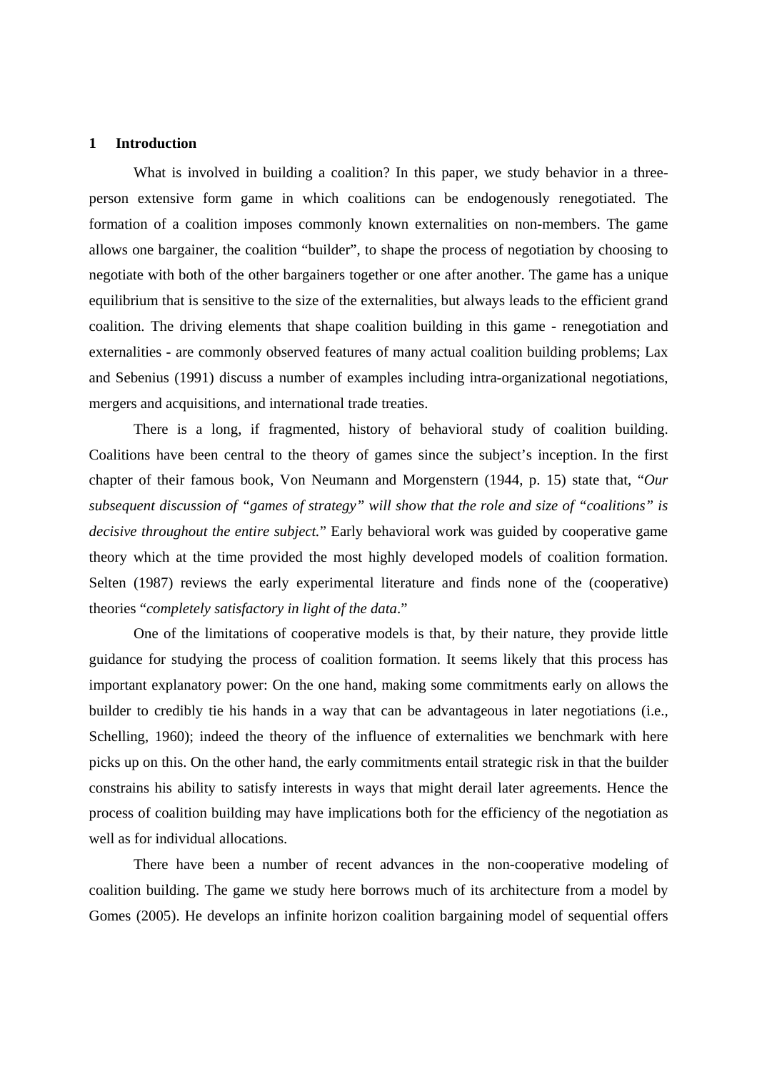## 1 Introduction

What is involved in building a coalition? In this paper, we study behavior in a three-person extensive form game in which coalitions can be endogenously renegotiated. The formation of a coalition imposes commonly known externalities on non-members. The game allows one bargainer, the coalition "builder", to shape the process of negotiation by choosing to negotiate with both of the other bargainers together or one after another. The game has a unique equilibrium that is sensitive to the size of the externalities, but always leads to the efficient grand coalition. The driving elements that shape coalition building in this game - renegotiation and externalities - are commonly observed features of many actual coalition building problems; Lax and Sebenius (1991) discuss a number of examples including intra-organizational negotiations, mergers and acquisitions, and international trade treaties.

There is a long, if fragmented, history of behavioral study of coalition building. Coalitions have been central to the theory of games since the subject's inception. In the first chapter of their famous book, Von Neumann and Morgenstern (1944, p. 15) state that, "*Our subsequent discussion of "games of strategy" will show that the role and size of "coalitions" is decisive throughout the entire subject.*" Early behavioral work was guided by cooperative game theory which at the time provided the most highly developed models of coalition formation. Selten (1987) reviews the early experimental literature and finds none of the (cooperative) theories "*completely satisfactory in light of the data*."

One of the limitations of cooperative models is that, by their nature, they provide little guidance for studying the process of coalition formation. It seems likely that this process has important explanatory power: On the one hand, making some commitments early on allows the builder to credibly tie his hands in a way that can be advantageous in later negotiations (i.e., Schelling, 1960); indeed the theory of the influence of externalities we benchmark with here picks up on this. On the other hand, the early commitments entail strategic risk in that the builder constrains his ability to satisfy interests in ways that might derail later agreements. Hence the process of coalition building may have implications both for the efficiency of the negotiation as well as for individual allocations.

There have been a number of recent advances in the non-cooperative modeling of coalition building. The game we study here borrows much of its architecture from a model by Gomes (2005). He develops an infinite horizon coalition bargaining model of sequential offers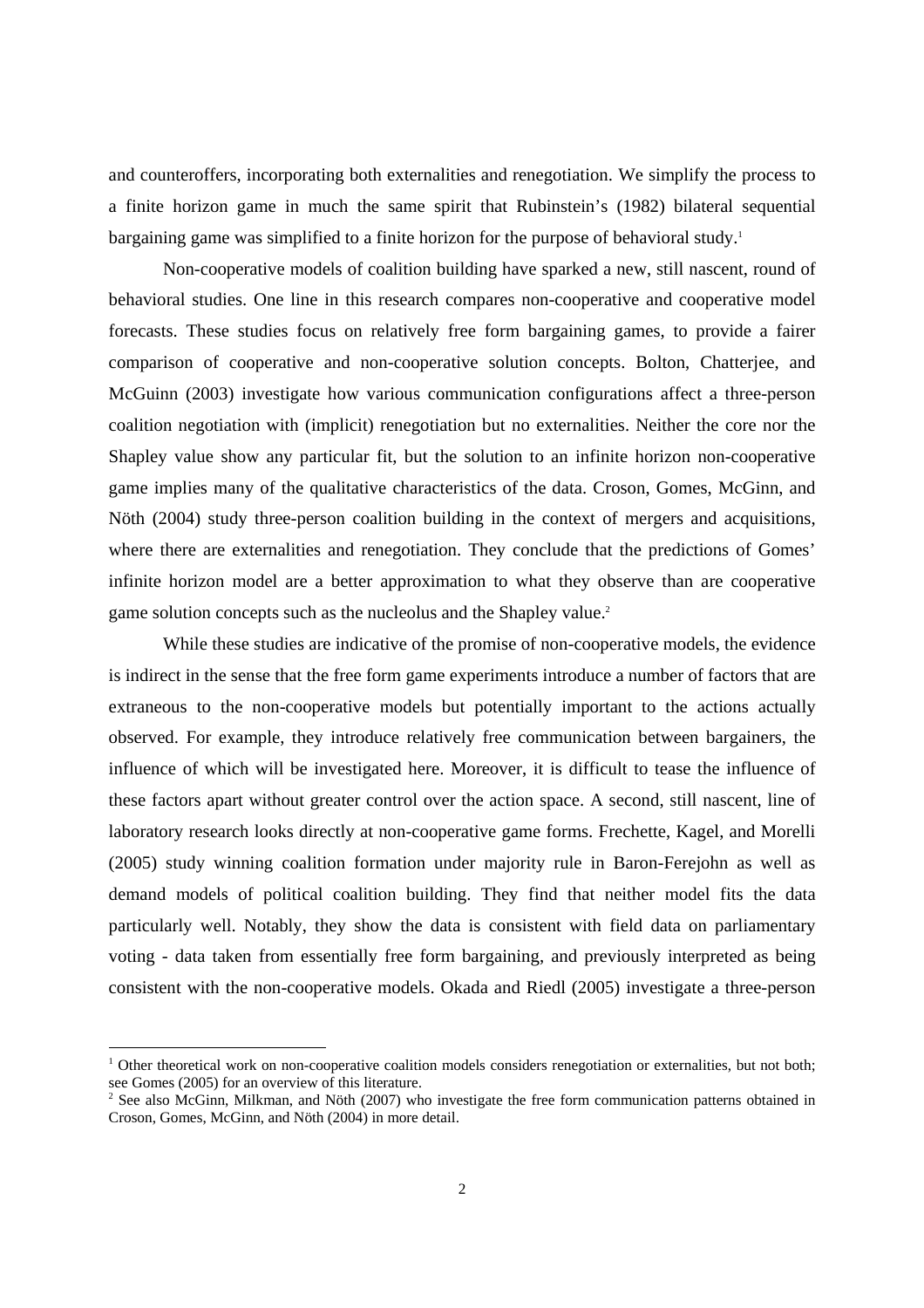and counteroffers, incorporating both externalities and renegotiation. We simplify the process to a finite horizon game in much the same spirit that Rubinstein's (1982) bilateral sequential bargaining game was simplified to a finite horizon for the purpose of behavioral study.[1]

Non-cooperative models of coalition building have sparked a new, still nascent, round of behavioral studies. One line in this research compares non-cooperative and cooperative model forecasts. These studies focus on relatively free form bargaining games, to provide a fairer comparison of cooperative and non-cooperative solution concepts. Bolton, Chatterjee, and McGuinn (2003) investigate how various communication configurations affect a three-person coalition negotiation with (implicit) renegotiation but no externalities. Neither the core nor the Shapley value show any particular fit, but the solution to an infinite horizon non-cooperative game implies many of the qualitative characteristics of the data. Croson, Gomes, McGinn, and Nöth (2004) study three-person coalition building in the context of mergers and acquisitions, where there are externalities and renegotiation. They conclude that the predictions of Gomes' infinite horizon model are a better approximation to what they observe than are cooperative game solution concepts such as the nucleolus and the Shapley value.[2]

While these studies are indicative of the promise of non-cooperative models, the evidence is indirect in the sense that the free form game experiments introduce a number of factors that are extraneous to the non-cooperative models but potentially important to the actions actually observed. For example, they introduce relatively free communication between bargainers, the influence of which will be investigated here. Moreover, it is difficult to tease the influence of these factors apart without greater control over the action space. A second, still nascent, line of laboratory research looks directly at non-cooperative game forms. Frechette, Kagel, and Morelli (2005) study winning coalition formation under majority rule in Baron-Ferejohn as well as demand models of political coalition building. They find that neither model fits the data particularly well. Notably, they show the data is consistent with field data on parliamentary voting - data taken from essentially free form bargaining, and previously interpreted as being consistent with the non-cooperative models. Okada and Riedl (2005) investigate a three-person

---

[1] Other theoretical work on non-cooperative coalition models considers renegotiation or externalities, but not both; see Gomes (2005) for an overview of this literature.

[2] See also McGinn, Milkman, and Nöth (2007) who investigate the free form communication patterns obtained in Croson, Gomes, McGinn, and Nöth (2004) in more detail.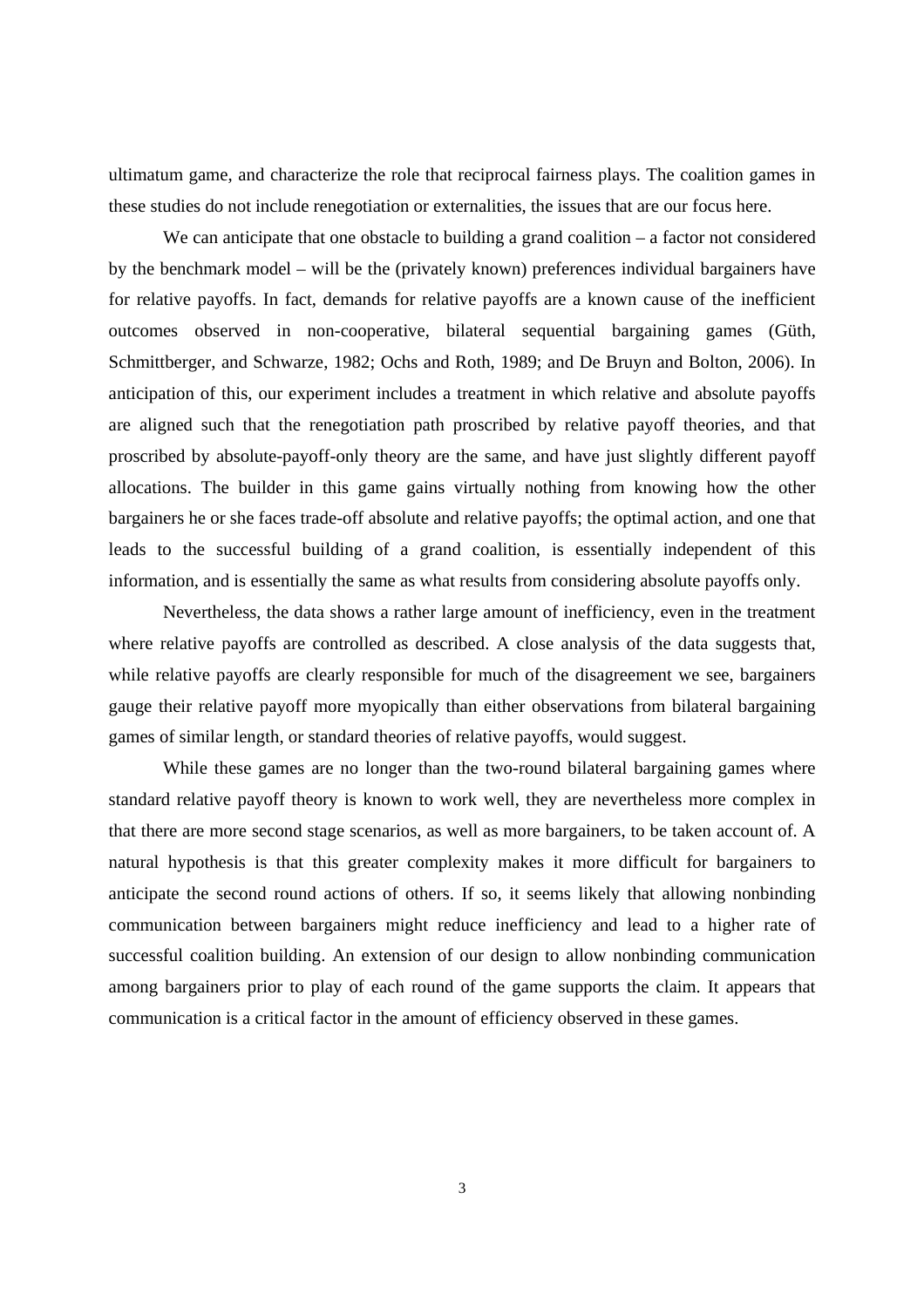ultimatum game, and characterize the role that reciprocal fairness plays. The coalition games in these studies do not include renegotiation or externalities, the issues that are our focus here.

We can anticipate that one obstacle to building a grand coalition – a factor not considered by the benchmark model – will be the (privately known) preferences individual bargainers have for relative payoffs. In fact, demands for relative payoffs are a known cause of the inefficient outcomes observed in non-cooperative, bilateral sequential bargaining games (Güth, Schmittberger, and Schwarze, 1982; Ochs and Roth, 1989; and De Bruyn and Bolton, 2006). In anticipation of this, our experiment includes a treatment in which relative and absolute payoffs are aligned such that the renegotiation path proscribed by relative payoff theories, and that proscribed by absolute-payoff-only theory are the same, and have just slightly different payoff allocations. The builder in this game gains virtually nothing from knowing how the other bargainers he or she faces trade-off absolute and relative payoffs; the optimal action, and one that leads to the successful building of a grand coalition, is essentially independent of this information, and is essentially the same as what results from considering absolute payoffs only.

Nevertheless, the data shows a rather large amount of inefficiency, even in the treatment where relative payoffs are controlled as described. A close analysis of the data suggests that, while relative payoffs are clearly responsible for much of the disagreement we see, bargainers gauge their relative payoff more myopically than either observations from bilateral bargaining games of similar length, or standard theories of relative payoffs, would suggest.

While these games are no longer than the two-round bilateral bargaining games where standard relative payoff theory is known to work well, they are nevertheless more complex in that there are more second stage scenarios, as well as more bargainers, to be taken account of. A natural hypothesis is that this greater complexity makes it more difficult for bargainers to anticipate the second round actions of others. If so, it seems likely that allowing nonbinding communication between bargainers might reduce inefficiency and lead to a higher rate of successful coalition building. An extension of our design to allow nonbinding communication among bargainers prior to play of each round of the game supports the claim. It appears that communication is a critical factor in the amount of efficiency observed in these games.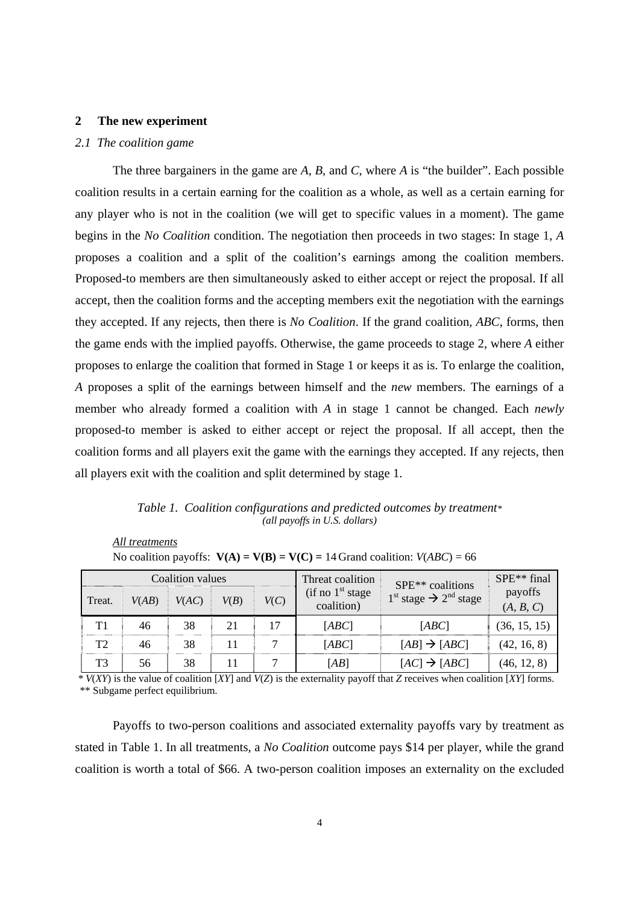## 2 The new experiment

### 2.1 The coalition game

The three bargainers in the game are *A*, *B*, and *C*, where *A* is "the builder". Each possible coalition results in a certain earning for the coalition as a whole, as well as a certain earning for any player who is not in the coalition (we will get to specific values in a moment). The game begins in the *No Coalition* condition. The negotiation then proceeds in two stages: In stage 1, *A* proposes a coalition and a split of the coalition's earnings among the coalition members. Proposed-to members are then simultaneously asked to either accept or reject the proposal. If all accept, then the coalition forms and the accepting members exit the negotiation with the earnings they accepted. If any rejects, then there is *No Coalition*. If the grand coalition, *ABC*, forms, then the game ends with the implied payoffs. Otherwise, the game proceeds to stage 2, where *A* either proposes to enlarge the coalition that formed in Stage 1 or keeps it as is. To enlarge the coalition, *A* proposes a split of the earnings between himself and the *new* members. The earnings of a member who already formed a coalition with *A* in stage 1 cannot be changed. Each *newly* proposed-to member is asked to either accept or reject the proposal. If all accept, then the coalition forms and all players exit the game with the earnings they accepted. If any rejects, then all players exit with the coalition and split determined by stage 1.

*Table 1. Coalition configurations and predicted outcomes by treatment\**
*(all payoffs in U.S. dollars)*

*All treatments*
No coalition payoffs: **V(A) = V(B) = V(C) =** 14 Grand coalition: *V*(*ABC*) = 66

| Coalition values | | | | | Threat coalition (if no 1st stage coalition) | SPE\*\* coalitions 1st stage → 2nd stage | SPE\*\* final payoffs (*A*, *B*, *C*) |
|---|---|---|---|---|---|---|---|
| Treat. | *V*(*AB*) | *V*(*AC*) | *V*(*B*) | *V*(*C*) | | | |
| T1 | 46 | 38 | 21 | 17 | [*ABC*] | [*ABC*] | (36, 15, 15) |
| T2 | 46 | 38 | 11 | 7 | [*ABC*] | [*AB*] → [*ABC*] | (42, 16, 8) |
| T3 | 56 | 38 | 11 | 7 | [*AB*] | [*AC*] → [*ABC*] | (46, 12, 8) |

\* *V*(*XY*) is the value of coalition [*XY*] and *V*(*Z*) is the externality payoff that *Z* receives when coalition [*XY*] forms.
\*\* Subgame perfect equilibrium.

Payoffs to two-person coalitions and associated externality payoffs vary by treatment as stated in Table 1. In all treatments, a *No Coalition* outcome pays \$14 per player, while the grand coalition is worth a total of \$66. A two-person coalition imposes an externality on the excluded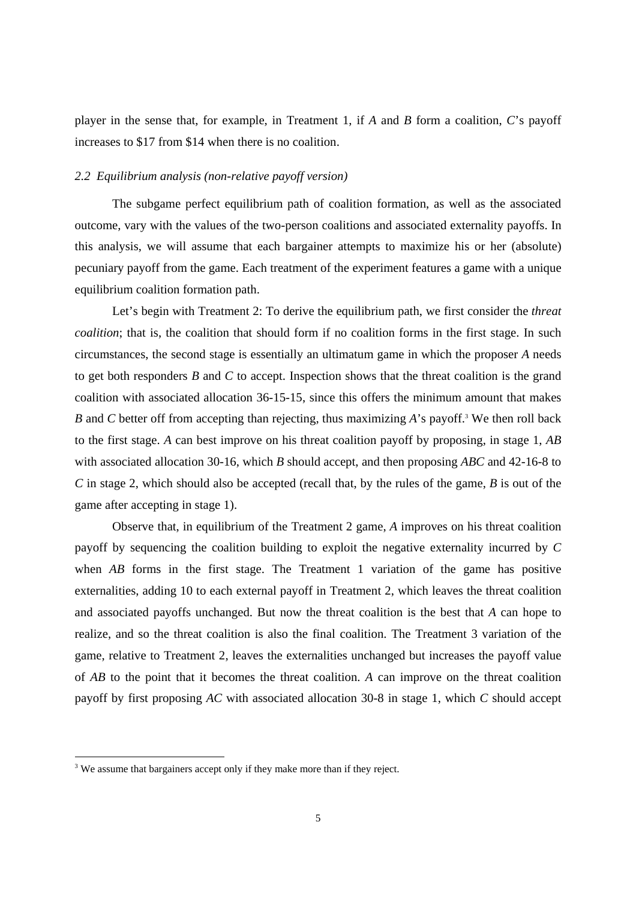player in the sense that, for example, in Treatment 1, if *A* and *B* form a coalition, *C*'s payoff increases to $17 from $14 when there is no coalition.

### *2.2 Equilibrium analysis (non-relative payoff version)*

The subgame perfect equilibrium path of coalition formation, as well as the associated outcome, vary with the values of the two-person coalitions and associated externality payoffs. In this analysis, we will assume that each bargainer attempts to maximize his or her (absolute) pecuniary payoff from the game. Each treatment of the experiment features a game with a unique equilibrium coalition formation path.

Let's begin with Treatment 2: To derive the equilibrium path, we first consider the *threat coalition*; that is, the coalition that should form if no coalition forms in the first stage. In such circumstances, the second stage is essentially an ultimatum game in which the proposer *A* needs to get both responders *B* and *C* to accept. Inspection shows that the threat coalition is the grand coalition with associated allocation 36-15-15, since this offers the minimum amount that makes *B* and *C* better off from accepting than rejecting, thus maximizing *A*'s payoff.[3] We then roll back to the first stage. *A* can best improve on his threat coalition payoff by proposing, in stage 1, *AB* with associated allocation 30-16, which *B* should accept, and then proposing *ABC* and 42-16-8 to *C* in stage 2, which should also be accepted (recall that, by the rules of the game, *B* is out of the game after accepting in stage 1).

Observe that, in equilibrium of the Treatment 2 game, *A* improves on his threat coalition payoff by sequencing the coalition building to exploit the negative externality incurred by *C* when *AB* forms in the first stage. The Treatment 1 variation of the game has positive externalities, adding 10 to each external payoff in Treatment 2, which leaves the threat coalition and associated payoffs unchanged. But now the threat coalition is the best that *A* can hope to realize, and so the threat coalition is also the final coalition. The Treatment 3 variation of the game, relative to Treatment 2, leaves the externalities unchanged but increases the payoff value of *AB* to the point that it becomes the threat coalition. *A* can improve on the threat coalition payoff by first proposing *AC* with associated allocation 30-8 in stage 1, which *C* should accept

[3] We assume that bargainers accept only if they make more than if they reject.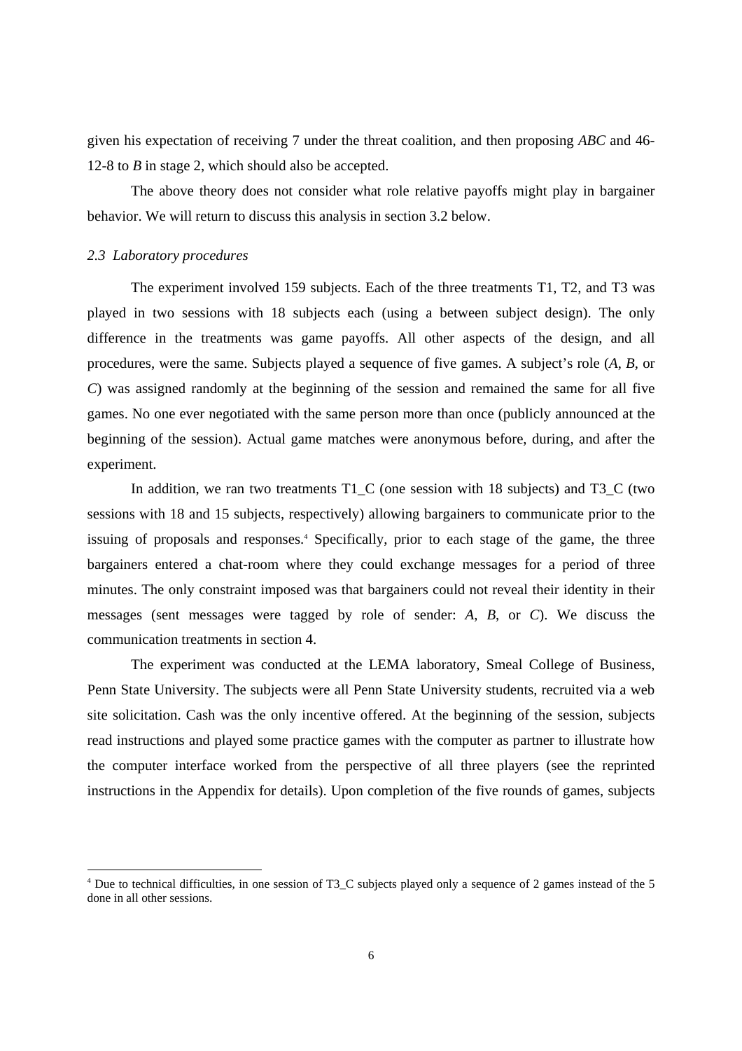given his expectation of receiving 7 under the threat coalition, and then proposing *ABC* and 46-12-8 to *B* in stage 2, which should also be accepted.

The above theory does not consider what role relative payoffs might play in bargainer behavior. We will return to discuss this analysis in section 3.2 below.

### *2.3 Laboratory procedures*

The experiment involved 159 subjects. Each of the three treatments T1, T2, and T3 was played in two sessions with 18 subjects each (using a between subject design). The only difference in the treatments was game payoffs. All other aspects of the design, and all procedures, were the same. Subjects played a sequence of five games. A subject's role (*A*, *B*, or *C*) was assigned randomly at the beginning of the session and remained the same for all five games. No one ever negotiated with the same person more than once (publicly announced at the beginning of the session). Actual game matches were anonymous before, during, and after the experiment.

In addition, we ran two treatments T1_C (one session with 18 subjects) and T3_C (two sessions with 18 and 15 subjects, respectively) allowing bargainers to communicate prior to the issuing of proposals and responses.[4] Specifically, prior to each stage of the game, the three bargainers entered a chat-room where they could exchange messages for a period of three minutes. The only constraint imposed was that bargainers could not reveal their identity in their messages (sent messages were tagged by role of sender: *A*, *B*, or *C*). We discuss the communication treatments in section 4.

The experiment was conducted at the LEMA laboratory, Smeal College of Business, Penn State University. The subjects were all Penn State University students, recruited via a web site solicitation. Cash was the only incentive offered. At the beginning of the session, subjects read instructions and played some practice games with the computer as partner to illustrate how the computer interface worked from the perspective of all three players (see the reprinted instructions in the Appendix for details). Upon completion of the five rounds of games, subjects

[4] Due to technical difficulties, in one session of T3_C subjects played only a sequence of 2 games instead of the 5 done in all other sessions.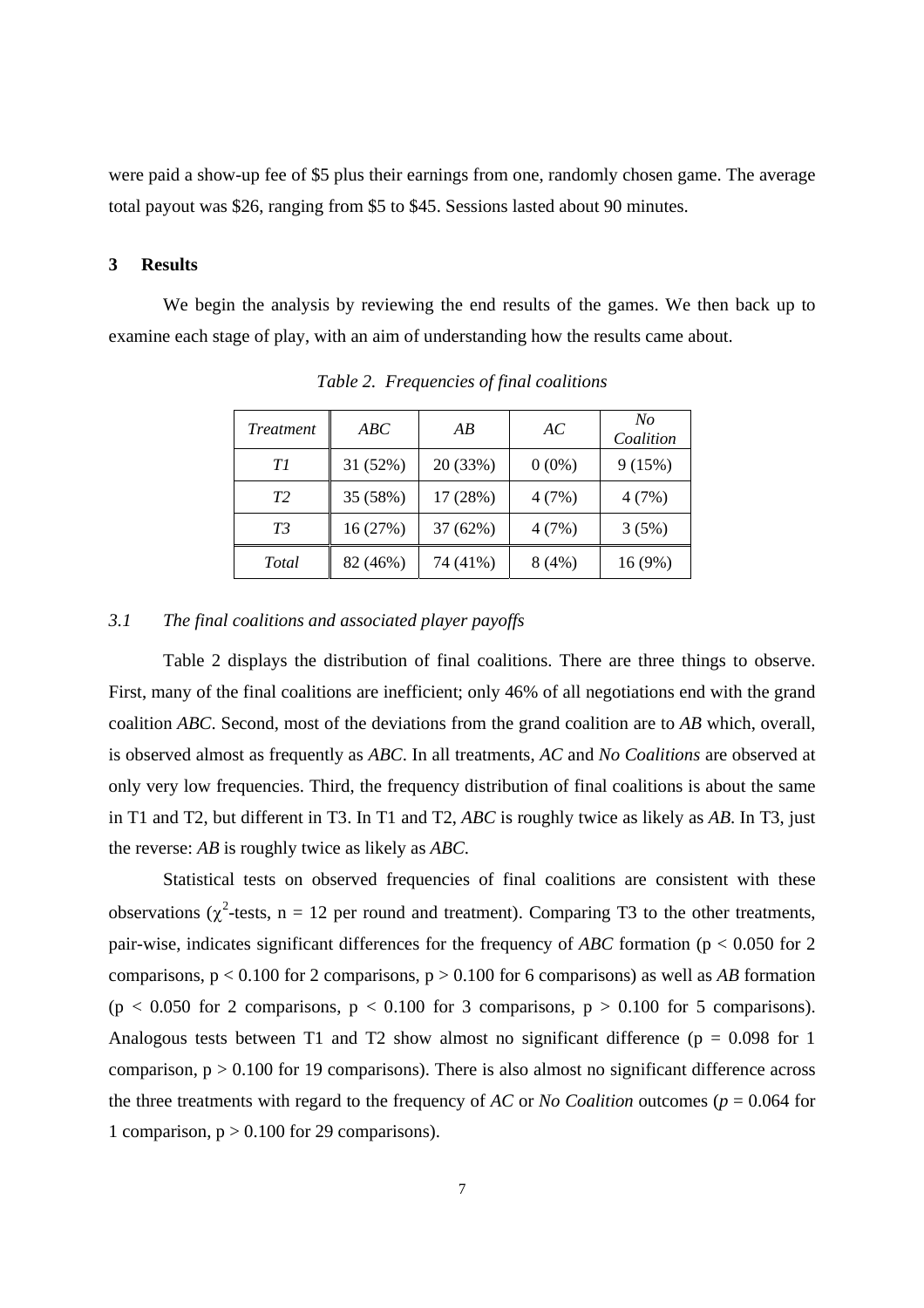were paid a show-up fee of $5 plus their earnings from one, randomly chosen game. The average total payout was $26, ranging from $5 to $45. Sessions lasted about 90 minutes.

## 3 Results

We begin the analysis by reviewing the end results of the games. We then back up to examine each stage of play, with an aim of understanding how the results came about.

*Table 2. Frequencies of final coalitions*

| *Treatment* | *ABC* | *AB* | *AC* | *No Coalition* |
|---|---|---|---|---|
| *T1* | 31 (52%) | 20 (33%) | 0 (0%) | 9 (15%) |
| *T2* | 35 (58%) | 17 (28%) | 4 (7%) | 4 (7%) |
| *T3* | 16 (27%) | 37 (62%) | 4 (7%) | 3 (5%) |
| *Total* | 82 (46%) | 74 (41%) | 8 (4%) | 16 (9%) |

### 3.1 *The final coalitions and associated player payoffs*

Table 2 displays the distribution of final coalitions. There are three things to observe. First, many of the final coalitions are inefficient; only 46% of all negotiations end with the grand coalition *ABC*. Second, most of the deviations from the grand coalition are to *AB* which, overall, is observed almost as frequently as *ABC*. In all treatments, *AC* and *No Coalitions* are observed at only very low frequencies. Third, the frequency distribution of final coalitions is about the same in T1 and T2, but different in T3. In T1 and T2, *ABC* is roughly twice as likely as *AB*. In T3, just the reverse: *AB* is roughly twice as likely as *ABC*.

Statistical tests on observed frequencies of final coalitions are consistent with these observations ($\chi^2$-tests, n = 12 per round and treatment). Comparing T3 to the other treatments, pair-wise, indicates significant differences for the frequency of *ABC* formation ($p < 0.050$ for 2 comparisons, $p < 0.100$ for 2 comparisons, $p > 0.100$ for 6 comparisons) as well as *AB* formation ($p < 0.050$ for 2 comparisons, $p < 0.100$ for 3 comparisons, $p > 0.100$ for 5 comparisons). Analogous tests between T1 and T2 show almost no significant difference ($p = 0.098$ for 1 comparison, $p > 0.100$ for 19 comparisons). There is also almost no significant difference across the three treatments with regard to the frequency of *AC* or *No Coalition* outcomes ($p = 0.064$ for 1 comparison, $p > 0.100$ for 29 comparisons).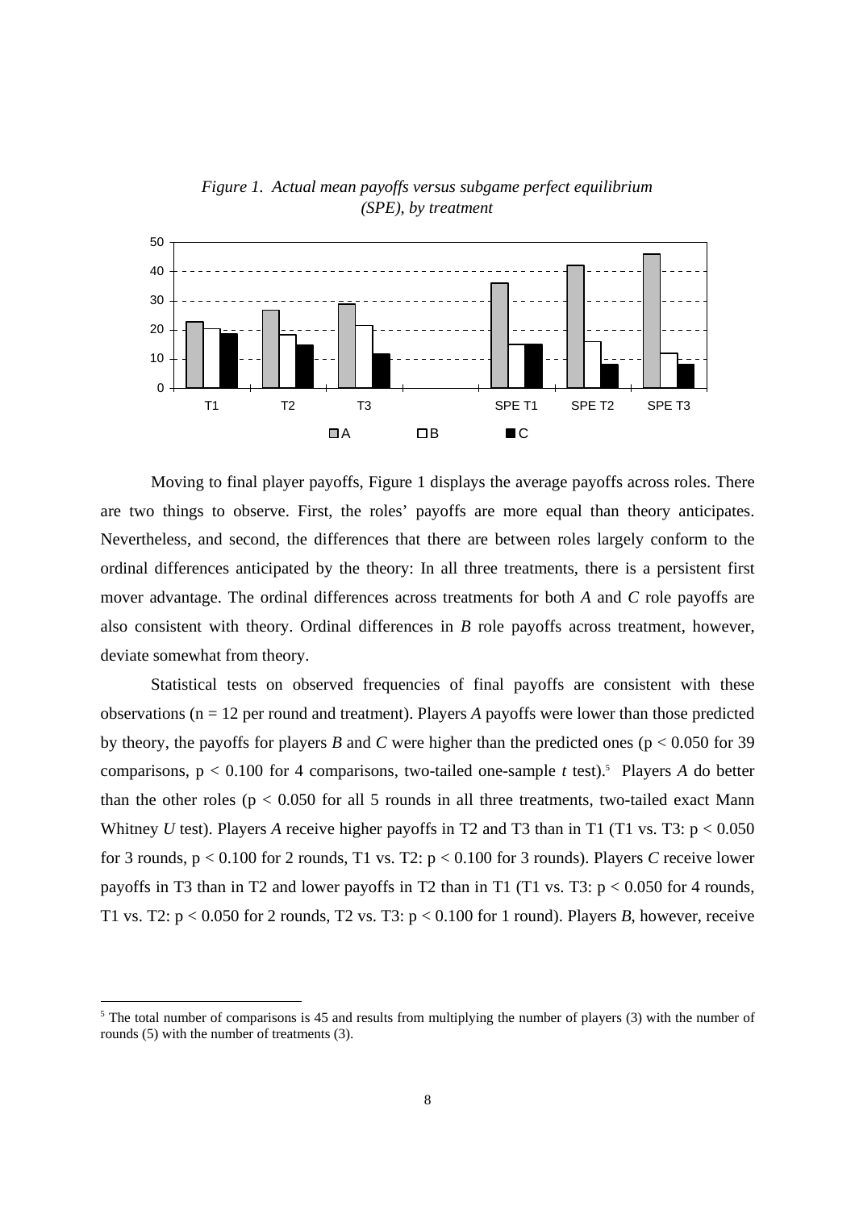*Figure 1. Actual mean payoffs versus subgame perfect equilibrium (SPE), by treatment*

Moving to final player payoffs, Figure 1 displays the average payoffs across roles. There are two things to observe. First, the roles' payoffs are more equal than theory anticipates. Nevertheless, and second, the differences that there are between roles largely conform to the ordinal differences anticipated by the theory: In all three treatments, there is a persistent first mover advantage. The ordinal differences across treatments for both *A* and *C* role payoffs are also consistent with theory. Ordinal differences in *B* role payoffs across treatment, however, deviate somewhat from theory.

Statistical tests on observed frequencies of final payoffs are consistent with these observations ($n = 12$ per round and treatment). Players *A* payoffs were lower than those predicted by theory, the payoffs for players *B* and *C* were higher than the predicted ones ($p < 0.050$ for 39 comparisons, $p < 0.100$ for 4 comparisons, two-tailed one-sample *t* test).[5] Players *A* do better than the other roles ($p < 0.050$ for all 5 rounds in all three treatments, two-tailed exact Mann Whitney *U* test). Players *A* receive higher payoffs in T2 and T3 than in T1 (T1 vs. T3: $p < 0.050$ for 3 rounds, $p < 0.100$ for 2 rounds, T1 vs. T2: $p < 0.100$ for 3 rounds). Players *C* receive lower payoffs in T3 than in T2 and lower payoffs in T2 than in T1 (T1 vs. T3: $p < 0.050$ for 4 rounds, T1 vs. T2: $p < 0.050$ for 2 rounds, T2 vs. T3: $p < 0.100$ for 1 round). Players *B*, however, receive

[5] The total number of comparisons is 45 and results from multiplying the number of players (3) with the number of rounds (5) with the number of treatments (3).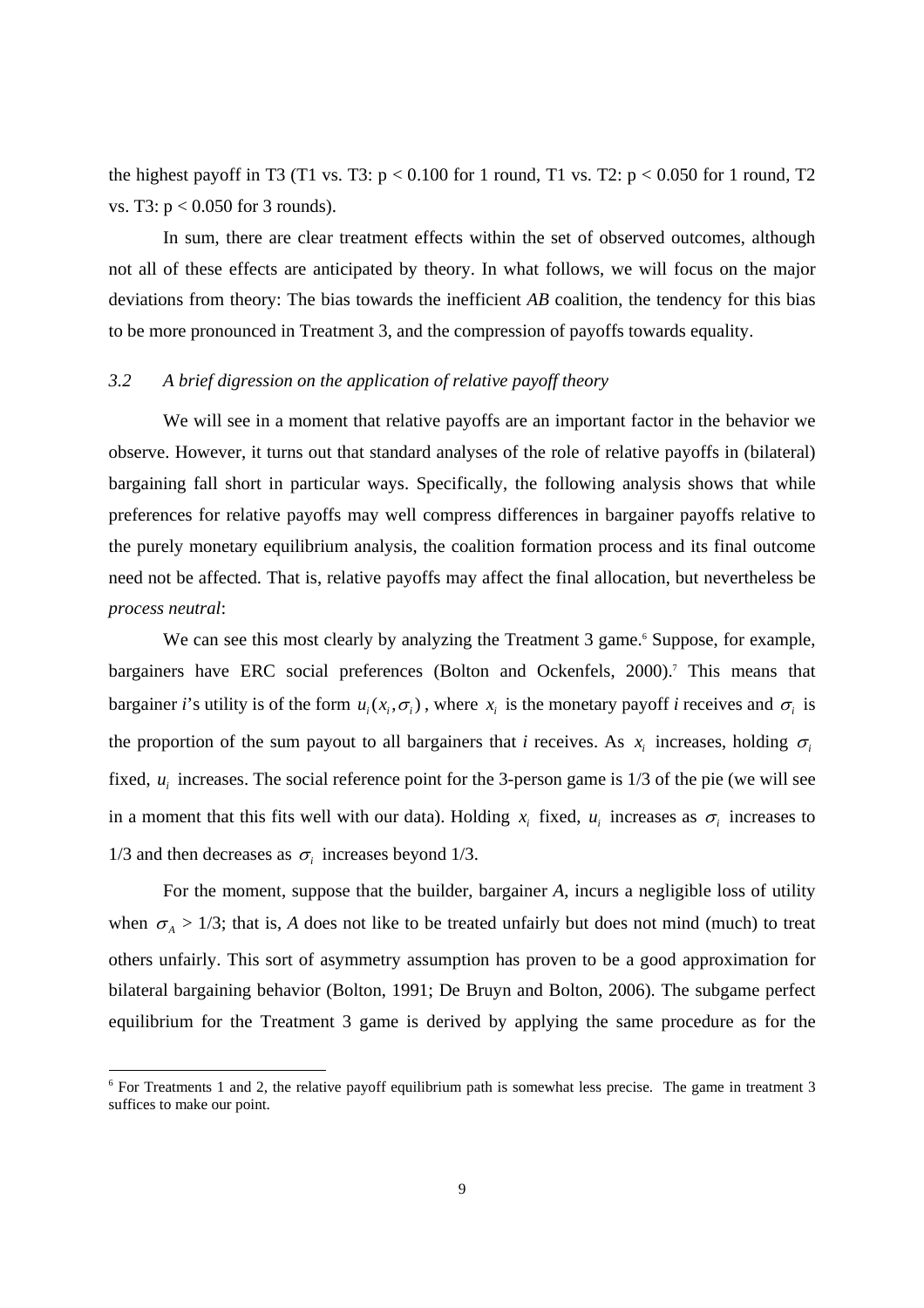the highest payoff in T3 (T1 vs. T3: $p < 0.100$ for 1 round, T1 vs. T2: $p < 0.050$ for 1 round, T2 vs. T3: $p < 0.050$ for 3 rounds).

In sum, there are clear treatment effects within the set of observed outcomes, although not all of these effects are anticipated by theory. In what follows, we will focus on the major deviations from theory: The bias towards the inefficient *AB* coalition, the tendency for this bias to be more pronounced in Treatment 3, and the compression of payoffs towards equality.

### *3.2 A brief digression on the application of relative payoff theory*

We will see in a moment that relative payoffs are an important factor in the behavior we observe. However, it turns out that standard analyses of the role of relative payoffs in (bilateral) bargaining fall short in particular ways. Specifically, the following analysis shows that while preferences for relative payoffs may well compress differences in bargainer payoffs relative to the purely monetary equilibrium analysis, the coalition formation process and its final outcome need not be affected. That is, relative payoffs may affect the final allocation, but nevertheless be *process neutral*:

We can see this most clearly by analyzing the Treatment 3 game.[6] Suppose, for example, bargainers have ERC social preferences (Bolton and Ockenfels, 2000).[7] This means that bargainer *i*'s utility is of the form $u_i(x_i, \sigma_i)$, where $x_i$ is the monetary payoff *i* receives and $\sigma_i$ is the proportion of the sum payout to all bargainers that *i* receives. As $x_i$ increases, holding $\sigma_i$ fixed, $u_i$ increases. The social reference point for the 3-person game is 1/3 of the pie (we will see in a moment that this fits well with our data). Holding $x_i$ fixed, $u_i$ increases as $\sigma_i$ increases to 1/3 and then decreases as $\sigma_i$ increases beyond 1/3.

For the moment, suppose that the builder, bargainer *A*, incurs a negligible loss of utility when $\sigma_A > 1/3$; that is, *A* does not like to be treated unfairly but does not mind (much) to treat others unfairly. This sort of asymmetry assumption has proven to be a good approximation for bilateral bargaining behavior (Bolton, 1991; De Bruyn and Bolton, 2006). The subgame perfect equilibrium for the Treatment 3 game is derived by applying the same procedure as for the

[6] For Treatments 1 and 2, the relative payoff equilibrium path is somewhat less precise. The game in treatment 3 suffices to make our point.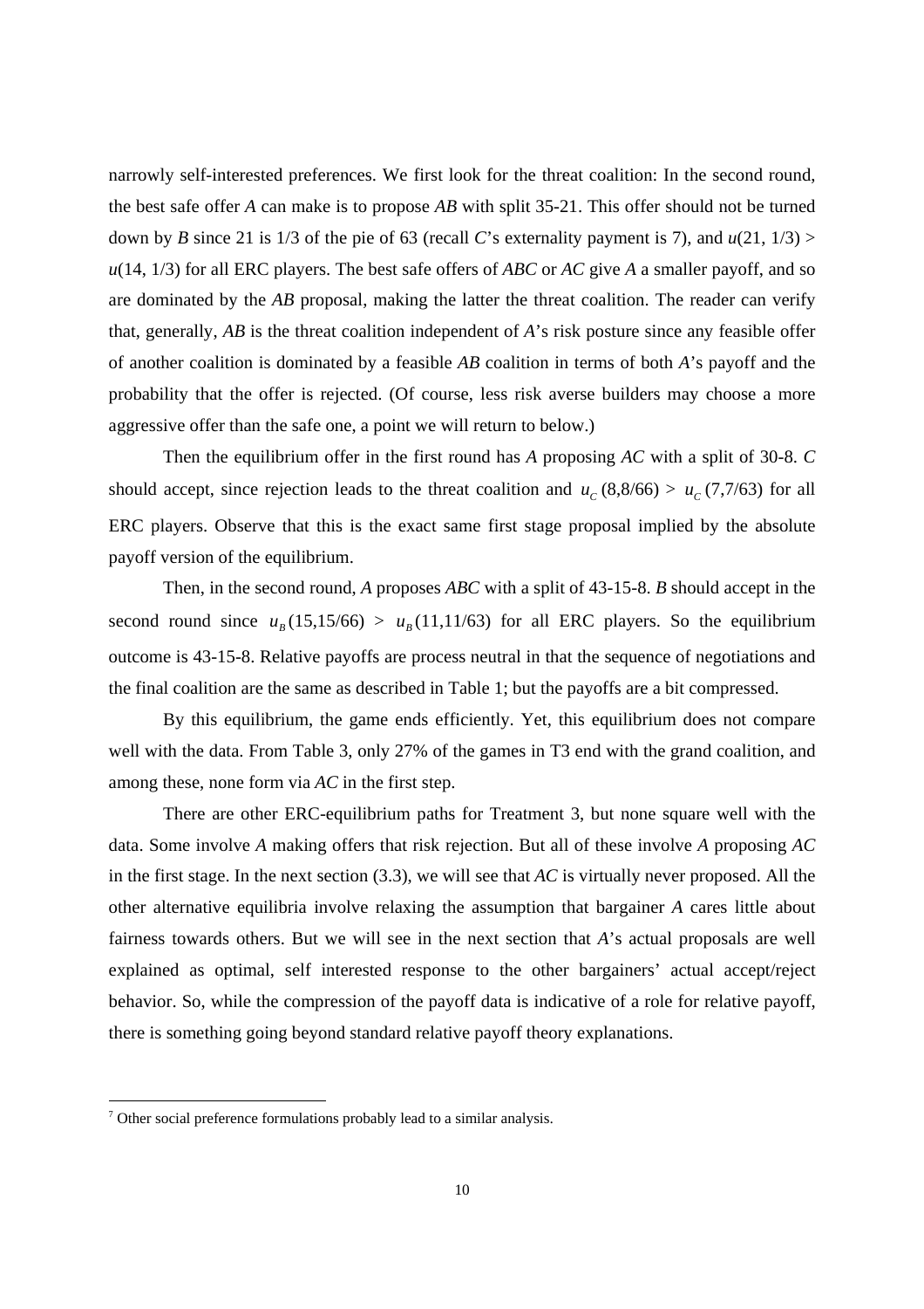narrowly self-interested preferences. We first look for the threat coalition: In the second round, the best safe offer *A* can make is to propose *AB* with split 35-21. This offer should not be turned down by *B* since 21 is 1/3 of the pie of 63 (recall *C*'s externality payment is 7), and $u(21, 1/3) > u(14, 1/3)$ for all ERC players. The best safe offers of *ABC* or *AC* give *A* a smaller payoff, and so are dominated by the *AB* proposal, making the latter the threat coalition. The reader can verify that, generally, *AB* is the threat coalition independent of *A*'s risk posture since any feasible offer of another coalition is dominated by a feasible *AB* coalition in terms of both *A*'s payoff and the probability that the offer is rejected. (Of course, less risk averse builders may choose a more aggressive offer than the safe one, a point we will return to below.)

Then the equilibrium offer in the first round has *A* proposing *AC* with a split of 30-8. *C* should accept, since rejection leads to the threat coalition and $u_C(8,8/66) > u_C(7,7/63)$ for all ERC players. Observe that this is the exact same first stage proposal implied by the absolute payoff version of the equilibrium.

Then, in the second round, *A* proposes *ABC* with a split of 43-15-8. *B* should accept in the second round since $u_B(15,15/66) > u_B(11,11/63)$ for all ERC players. So the equilibrium outcome is 43-15-8. Relative payoffs are process neutral in that the sequence of negotiations and the final coalition are the same as described in Table 1; but the payoffs are a bit compressed.

By this equilibrium, the game ends efficiently. Yet, this equilibrium does not compare well with the data. From Table 3, only 27% of the games in T3 end with the grand coalition, and among these, none form via *AC* in the first step.

There are other ERC-equilibrium paths for Treatment 3, but none square well with the data. Some involve *A* making offers that risk rejection. But all of these involve *A* proposing *AC* in the first stage. In the next section (3.3), we will see that *AC* is virtually never proposed. All the other alternative equilibria involve relaxing the assumption that bargainer *A* cares little about fairness towards others. But we will see in the next section that *A*'s actual proposals are well explained as optimal, self interested response to the other bargainers' actual accept/reject behavior. So, while the compression of the payoff data is indicative of a role for relative payoff, there is something going beyond standard relative payoff theory explanations.

[7] Other social preference formulations probably lead to a similar analysis.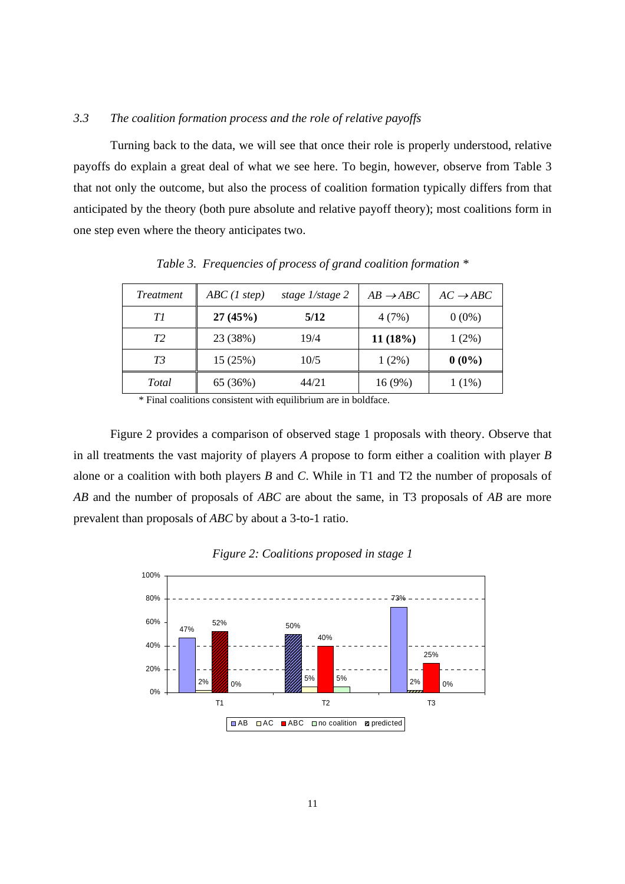### *3.3 The coalition formation process and the role of relative payoffs*

Turning back to the data, we will see that once their role is properly understood, relative payoffs do explain a great deal of what we see here. To begin, however, observe from Table 3 that not only the outcome, but also the process of coalition formation typically differs from that anticipated by the theory (both pure absolute and relative payoff theory); most coalitions form in one step even where the theory anticipates two.

*Table 3. Frequencies of process of grand coalition formation \**

| *Treatment* | *ABC (1 step)* | *stage 1/stage 2* | $AB \rightarrow ABC$ | $AC \rightarrow ABC$ |
|---|---|---|---|---|
| *T1* | **27 (45%)** | **5/12** | 4 (7%) | 0 (0%) |
| *T2* | 23 (38%) | 19/4 | **11 (18%)** | 1 (2%) |
| *T3* | 15 (25%) | 10/5 | 1 (2%) | **0 (0%)** |
| *Total* | 65 (36%) | 44/21 | 16 (9%) | 1 (1%) |

\* Final coalitions consistent with equilibrium are in boldface.

Figure 2 provides a comparison of observed stage 1 proposals with theory. Observe that in all treatments the vast majority of players *A* propose to form either a coalition with player *B* alone or a coalition with both players *B* and *C*. While in T1 and T2 the number of proposals of *AB* and the number of proposals of *ABC* are about the same, in T3 proposals of *AB* are more prevalent than proposals of *ABC* by about a 3-to-1 ratio.

*Figure 2: Coalitions proposed in stage 1*

| | AB | AC | ABC | no coalition |
|---|---|---|---|---|
| T1 | 47% | 2% | 52% | 0% |
| T2 | 50% | 5% | 40% | 5% |
| T3 | 73% | 2% | 25% | 0% |

Legend: AB, AC, ABC, no coalition, predicted (hatched)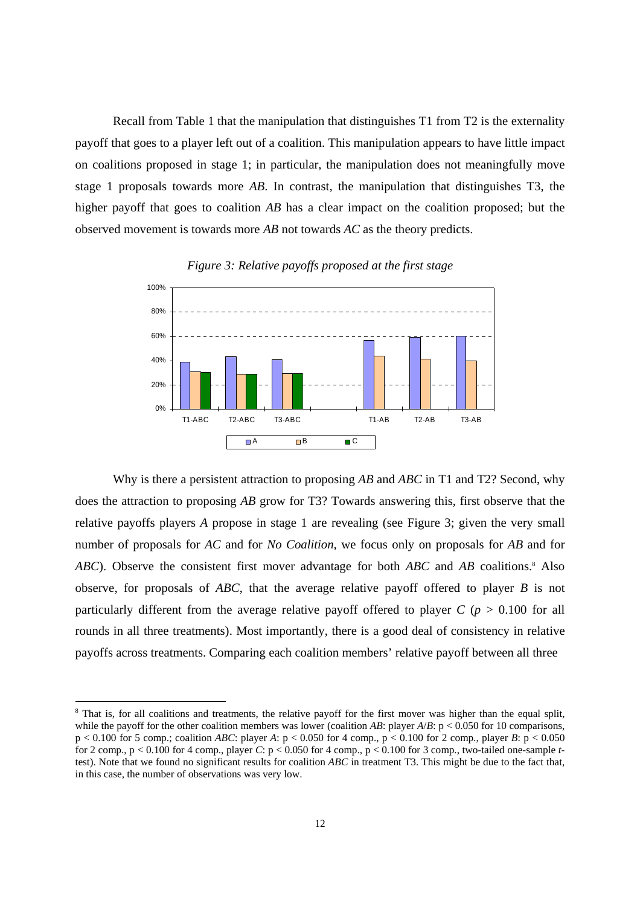Recall from Table 1 that the manipulation that distinguishes T1 from T2 is the externality payoff that goes to a player left out of a coalition. This manipulation appears to have little impact on coalitions proposed in stage 1; in particular, the manipulation does not meaningfully move stage 1 proposals towards more *AB*. In contrast, the manipulation that distinguishes T3, the higher payoff that goes to coalition *AB* has a clear impact on the coalition proposed; but the observed movement is towards more *AB* not towards *AC* as the theory predicts.

*Figure 3: Relative payoffs proposed at the first stage*

Why is there a persistent attraction to proposing *AB* and *ABC* in T1 and T2? Second, why does the attraction to proposing *AB* grow for T3? Towards answering this, first observe that the relative payoffs players *A* propose in stage 1 are revealing (see Figure 3; given the very small number of proposals for *AC* and for *No Coalition*, we focus only on proposals for *AB* and for *ABC*). Observe the consistent first mover advantage for both *ABC* and *AB* coalitions.[8] Also observe, for proposals of *ABC*, that the average relative payoff offered to player *B* is not particularly different from the average relative payoff offered to player *C* ($p > 0.100$ for all rounds in all three treatments). Most importantly, there is a good deal of consistency in relative payoffs across treatments. Comparing each coalition members' relative payoff between all three

[8] That is, for all coalitions and treatments, the relative payoff for the first mover was higher than the equal split, while the payoff for the other coalition members was lower (coalition *AB*: player *A*/*B*: $p < 0.050$ for 10 comparisons, $p < 0.100$ for 5 comp.; coalition *ABC*: player *A*: $p < 0.050$ for 4 comp., $p < 0.100$ for 2 comp., player *B*: $p < 0.050$ for 2 comp., $p < 0.100$ for 4 comp., player *C*: $p < 0.050$ for 4 comp., $p < 0.100$ for 3 comp., two-tailed one-sample *t*-test). Note that we found no significant results for coalition *ABC* in treatment T3. This might be due to the fact that, in this case, the number of observations was very low.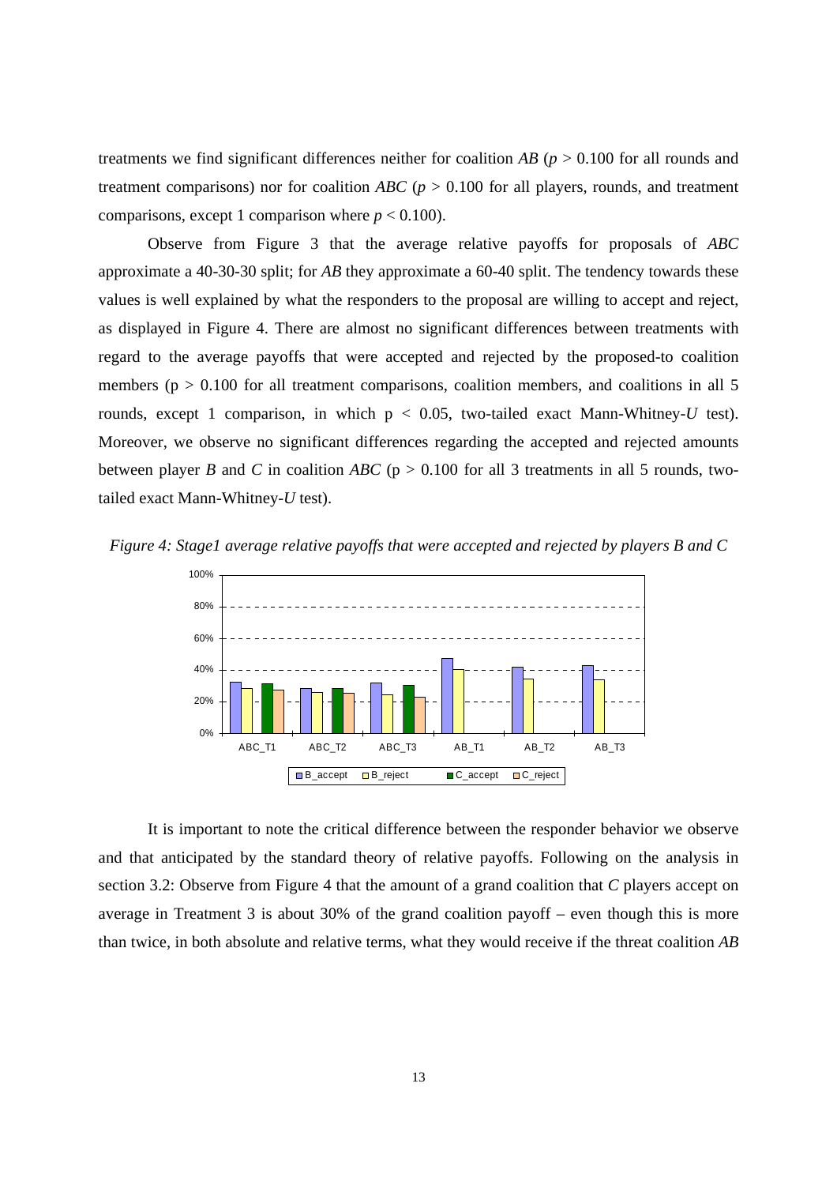treatments we find significant differences neither for coalition *AB* ($p > 0.100$ for all rounds and treatment comparisons) nor for coalition *ABC* ($p > 0.100$ for all players, rounds, and treatment comparisons, except 1 comparison where $p < 0.100$).

Observe from Figure 3 that the average relative payoffs for proposals of *ABC* approximate a 40-30-30 split; for *AB* they approximate a 60-40 split. The tendency towards these values is well explained by what the responders to the proposal are willing to accept and reject, as displayed in Figure 4. There are almost no significant differences between treatments with regard to the average payoffs that were accepted and rejected by the proposed-to coalition members ($p > 0.100$ for all treatment comparisons, coalition members, and coalitions in all 5 rounds, except 1 comparison, in which $p < 0.05$, two-tailed exact Mann-Whitney-*U* test). Moreover, we observe no significant differences regarding the accepted and rejected amounts between player *B* and *C* in coalition *ABC* ($p > 0.100$ for all 3 treatments in all 5 rounds, two-tailed exact Mann-Whitney-*U* test).

*Figure 4: Stage1 average relative payoffs that were accepted and rejected by players B and C*

It is important to note the critical difference between the responder behavior we observe and that anticipated by the standard theory of relative payoffs. Following on the analysis in section 3.2: Observe from Figure 4 that the amount of a grand coalition that *C* players accept on average in Treatment 3 is about 30% of the grand coalition payoff – even though this is more than twice, in both absolute and relative terms, what they would receive if the threat coalition *AB*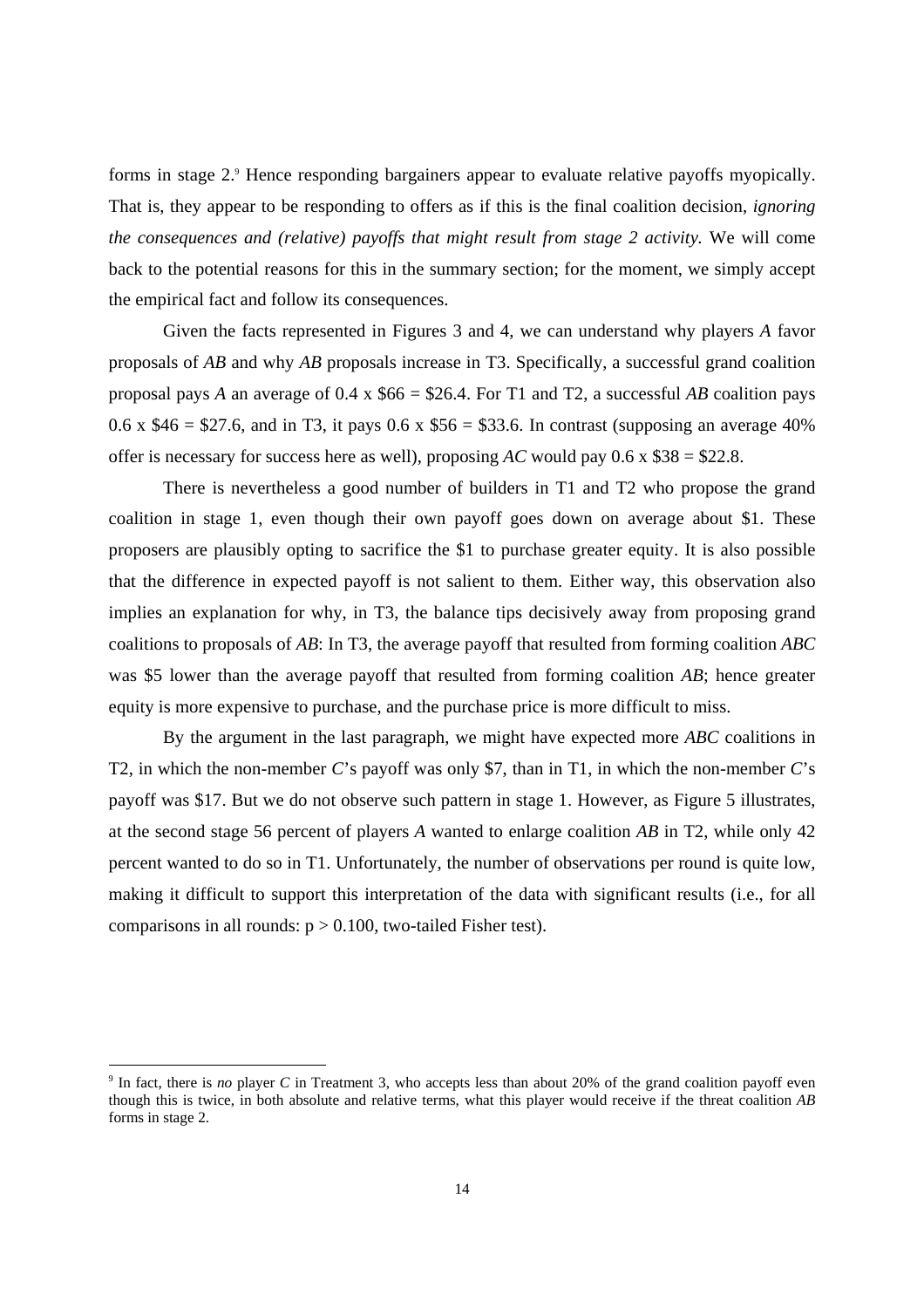forms in stage 2.[9] Hence responding bargainers appear to evaluate relative payoffs myopically. That is, they appear to be responding to offers as if this is the final coalition decision, *ignoring the consequences and (relative) payoffs that might result from stage 2 activity.* We will come back to the potential reasons for this in the summary section; for the moment, we simply accept the empirical fact and follow its consequences.

Given the facts represented in Figures 3 and 4, we can understand why players *A* favor proposals of *AB* and why *AB* proposals increase in T3. Specifically, a successful grand coalition proposal pays *A* an average of 0.4 x \$66 = \$26.4. For T1 and T2, a successful *AB* coalition pays 0.6 x \$46 = \$27.6, and in T3, it pays 0.6 x \$56 = \$33.6. In contrast (supposing an average 40% offer is necessary for success here as well), proposing *AC* would pay 0.6 x \$38 = \$22.8.

There is nevertheless a good number of builders in T1 and T2 who propose the grand coalition in stage 1, even though their own payoff goes down on average about \$1. These proposers are plausibly opting to sacrifice the \$1 to purchase greater equity. It is also possible that the difference in expected payoff is not salient to them. Either way, this observation also implies an explanation for why, in T3, the balance tips decisively away from proposing grand coalitions to proposals of *AB*: In T3, the average payoff that resulted from forming coalition *ABC* was \$5 lower than the average payoff that resulted from forming coalition *AB*; hence greater equity is more expensive to purchase, and the purchase price is more difficult to miss.

By the argument in the last paragraph, we might have expected more *ABC* coalitions in T2, in which the non-member *C*'s payoff was only \$7, than in T1, in which the non-member *C*'s payoff was \$17. But we do not observe such pattern in stage 1. However, as Figure 5 illustrates, at the second stage 56 percent of players *A* wanted to enlarge coalition *AB* in T2, while only 42 percent wanted to do so in T1. Unfortunately, the number of observations per round is quite low, making it difficult to support this interpretation of the data with significant results (i.e., for all comparisons in all rounds: $p > 0.100$, two-tailed Fisher test).

---

[9] In fact, there is *no* player *C* in Treatment 3, who accepts less than about 20% of the grand coalition payoff even though this is twice, in both absolute and relative terms, what this player would receive if the threat coalition *AB* forms in stage 2.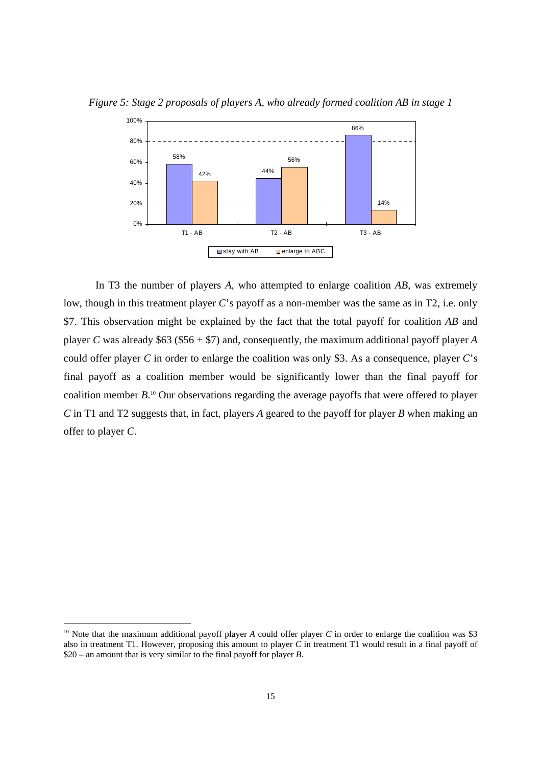*Figure 5: Stage 2 proposals of players A, who already formed coalition AB in stage 1*

| | stay with AB | enlarge to ABC |
|---|---|---|
| T1 - AB | 58% | 42% |
| T2 - AB | 44% | 56% |
| T3 - AB | 86% | 14% |

In T3 the number of players *A*, who attempted to enlarge coalition *AB*, was extremely low, though in this treatment player *C*'s payoff as a non-member was the same as in T2, i.e. only \$7. This observation might be explained by the fact that the total payoff for coalition *AB* and player *C* was already \$63 (\$56 + \$7) and, consequently, the maximum additional payoff player *A* could offer player *C* in order to enlarge the coalition was only \$3. As a consequence, player *C*'s final payoff as a coalition member would be significantly lower than the final payoff for coalition member *B*.[10] Our observations regarding the average payoffs that were offered to player *C* in T1 and T2 suggests that, in fact, players *A* geared to the payoff for player *B* when making an offer to player *C*.

[10] Note that the maximum additional payoff player *A* could offer player *C* in order to enlarge the coalition was \$3 also in treatment T1. However, proposing this amount to player *C* in treatment T1 would result in a final payoff of \$20 – an amount that is very similar to the final payoff for player *B*.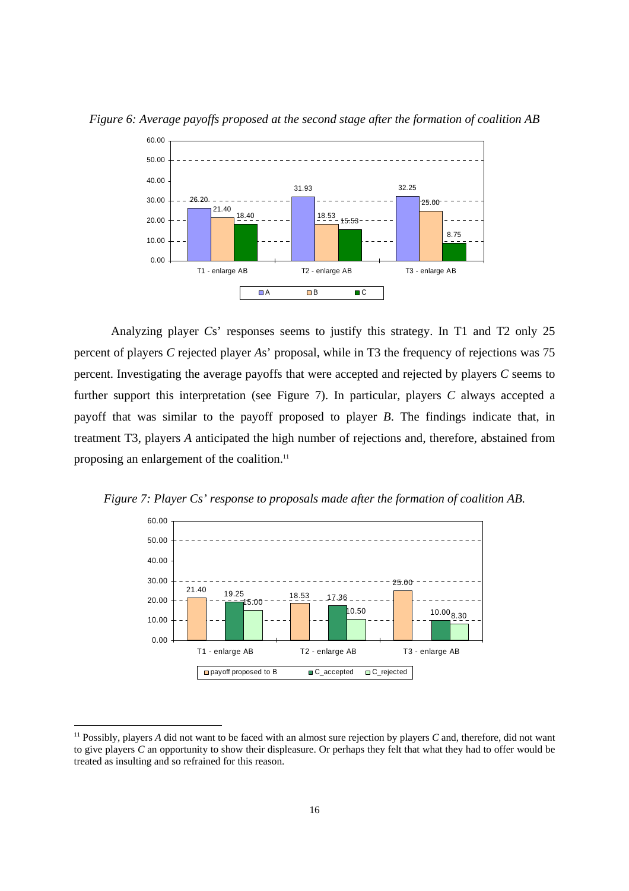*Figure 6: Average payoffs proposed at the second stage after the formation of coalition AB*

| | A | B | C |
|---|---|---|---|
| T1 - enlarge AB | 26.20 | 21.40 | 18.40 |
| T2 - enlarge AB | 31.93 | 18.53 | 15.53 |
| T3 - enlarge AB | 32.25 | 25.00 | 8.75 |

Analyzing player *C*s' responses seems to justify this strategy. In T1 and T2 only 25 percent of players *C* rejected player *A*s' proposal, while in T3 the frequency of rejections was 75 percent. Investigating the average payoffs that were accepted and rejected by players *C* seems to further support this interpretation (see Figure 7). In particular, players *C* always accepted a payoff that was similar to the payoff proposed to player *B*. The findings indicate that, in treatment T3, players *A* anticipated the high number of rejections and, therefore, abstained from proposing an enlargement of the coalition.[11]

*Figure 7: Player Cs' response to proposals made after the formation of coalition AB.*

| | payoff proposed to B | C_accepted | C_rejected |
|---|---|---|---|
| T1 - enlarge AB | 21.40 | 19.25 | 15.00 |
| T2 - enlarge AB | 18.53 | 17.36 | 10.50 |
| T3 - enlarge AB | 25.00 | 10.00 | 8.30 |

[11] Possibly, players *A* did not want to be faced with an almost sure rejection by players *C* and, therefore, did not want to give players *C* an opportunity to show their displeasure. Or perhaps they felt that what they had to offer would be treated as insulting and so refrained for this reason.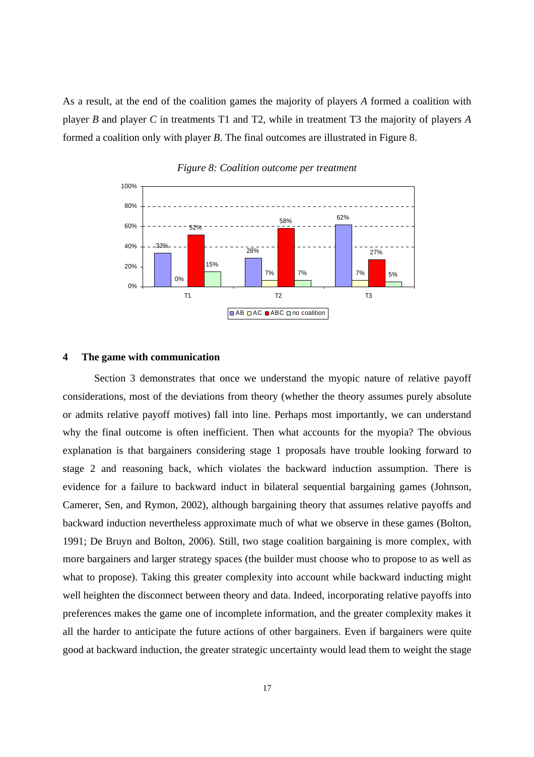As a result, at the end of the coalition games the majority of players *A* formed a coalition with player *B* and player *C* in treatments T1 and T2, while in treatment T3 the majority of players *A* formed a coalition only with player *B*. The final outcomes are illustrated in Figure 8.

*Figure 8: Coalition outcome per treatment*

| | AB | AC | ABC | no coalition |
|---|---|---|---|---|
| T1 | 33% | 0% | 52% | 15% |
| T2 | 28% | 7% | 58% | 7% |
| T3 | 62% | 7% | 27% | 5% |

## 4 The game with communication

Section 3 demonstrates that once we understand the myopic nature of relative payoff considerations, most of the deviations from theory (whether the theory assumes purely absolute or admits relative payoff motives) fall into line. Perhaps most importantly, we can understand why the final outcome is often inefficient. Then what accounts for the myopia? The obvious explanation is that bargainers considering stage 1 proposals have trouble looking forward to stage 2 and reasoning back, which violates the backward induction assumption. There is evidence for a failure to backward induct in bilateral sequential bargaining games (Johnson, Camerer, Sen, and Rymon, 2002), although bargaining theory that assumes relative payoffs and backward induction nevertheless approximate much of what we observe in these games (Bolton, 1991; De Bruyn and Bolton, 2006). Still, two stage coalition bargaining is more complex, with more bargainers and larger strategy spaces (the builder must choose who to propose to as well as what to propose). Taking this greater complexity into account while backward inducting might well heighten the disconnect between theory and data. Indeed, incorporating relative payoffs into preferences makes the game one of incomplete information, and the greater complexity makes it all the harder to anticipate the future actions of other bargainers. Even if bargainers were quite good at backward induction, the greater strategic uncertainty would lead them to weight the stage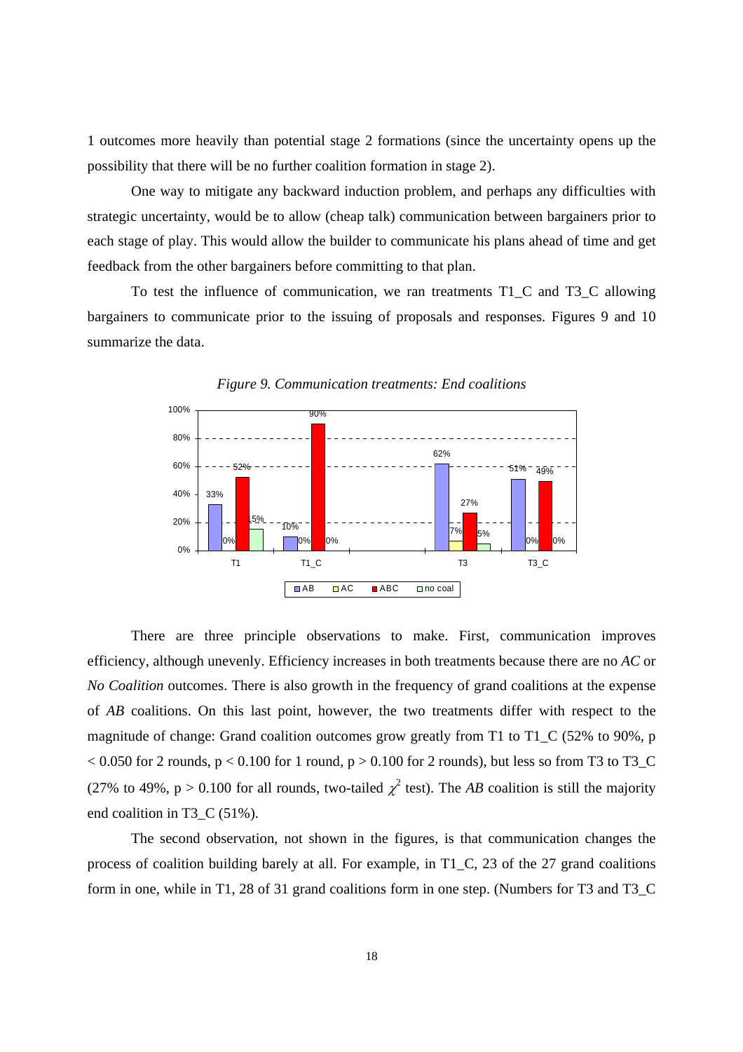1 outcomes more heavily than potential stage 2 formations (since the uncertainty opens up the possibility that there will be no further coalition formation in stage 2).

One way to mitigate any backward induction problem, and perhaps any difficulties with strategic uncertainty, would be to allow (cheap talk) communication between bargainers prior to each stage of play. This would allow the builder to communicate his plans ahead of time and get feedback from the other bargainers before committing to that plan.

To test the influence of communication, we ran treatments T1_C and T3_C allowing bargainers to communicate prior to the issuing of proposals and responses. Figures 9 and 10 summarize the data.

*Figure 9. Communication treatments: End coalitions*

| | AB | AC | ABC | no coal |
|---|---|---|---|---|
| T1 | 33% | 0% | 52% | 15% |
| T1_C | 10% | 0% | 90% | 0% |
| T3 | 62% | 7% | 27% | 5% |
| T3_C | 51% | 0% | 49% | 0% |

There are three principle observations to make. First, communication improves efficiency, although unevenly. Efficiency increases in both treatments because there are no *AC* or *No Coalition* outcomes. There is also growth in the frequency of grand coalitions at the expense of *AB* coalitions. On this last point, however, the two treatments differ with respect to the magnitude of change: Grand coalition outcomes grow greatly from T1 to T1_C (52% to 90%, $p < 0.050$ for 2 rounds, $p < 0.100$ for 1 round, $p > 0.100$ for 2 rounds), but less so from T3 to T3_C (27% to 49%, $p > 0.100$ for all rounds, two-tailed $\chi^2$ test). The *AB* coalition is still the majority end coalition in T3_C (51%).

The second observation, not shown in the figures, is that communication changes the process of coalition building barely at all. For example, in T1_C, 23 of the 27 grand coalitions form in one, while in T1, 28 of 31 grand coalitions form in one step. (Numbers for T3 and T3_C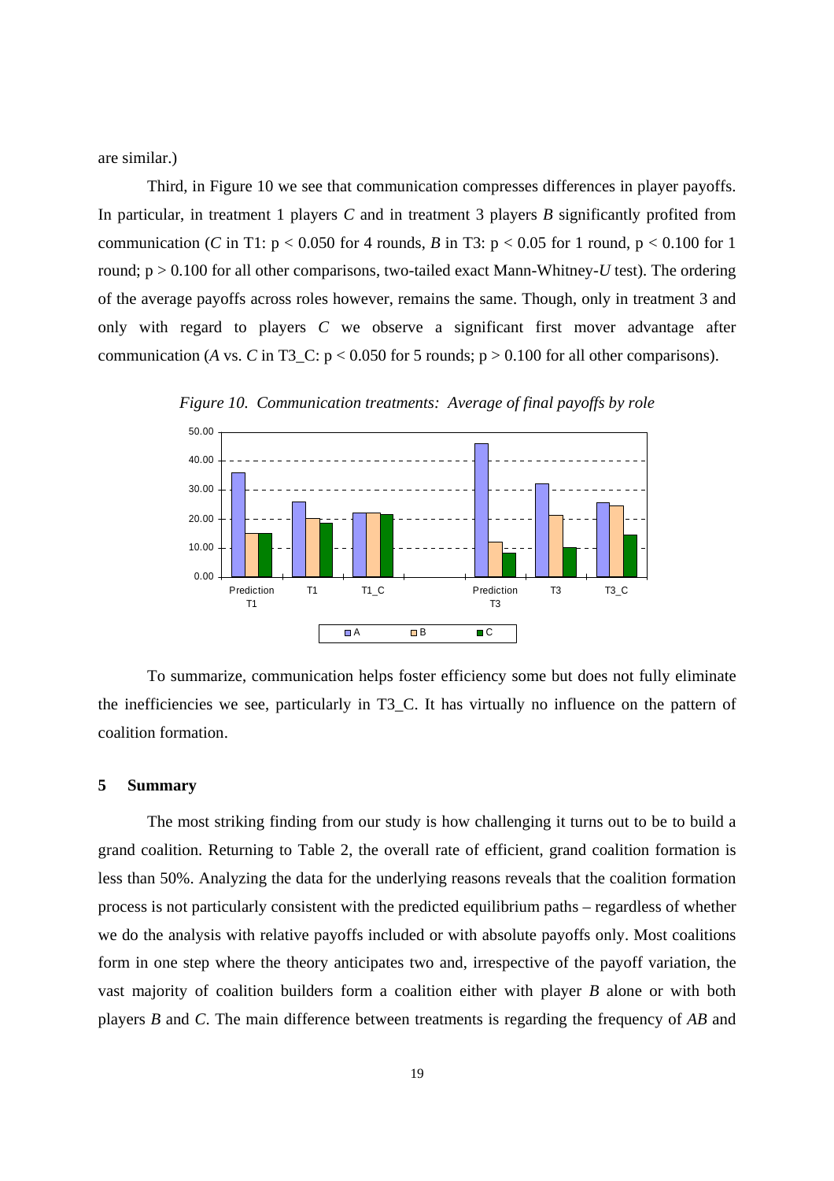are similar.)

Third, in Figure 10 we see that communication compresses differences in player payoffs. In particular, in treatment 1 players *C* and in treatment 3 players *B* significantly profited from communication (*C* in T1: $p < 0.050$ for 4 rounds, *B* in T3: $p < 0.05$ for 1 round, $p < 0.100$ for 1 round; $p > 0.100$ for all other comparisons, two-tailed exact Mann-Whitney-*U* test). The ordering of the average payoffs across roles however, remains the same. Though, only in treatment 3 and only with regard to players *C* we observe a significant first mover advantage after communication (*A* vs. *C* in T3_C: $p < 0.050$ for 5 rounds; $p > 0.100$ for all other comparisons).

*Figure 10. Communication treatments: Average of final payoffs by role*

To summarize, communication helps foster efficiency some but does not fully eliminate the inefficiencies we see, particularly in T3_C. It has virtually no influence on the pattern of coalition formation.

## 5 Summary

The most striking finding from our study is how challenging it turns out to be to build a grand coalition. Returning to Table 2, the overall rate of efficient, grand coalition formation is less than 50%. Analyzing the data for the underlying reasons reveals that the coalition formation process is not particularly consistent with the predicted equilibrium paths – regardless of whether we do the analysis with relative payoffs included or with absolute payoffs only. Most coalitions form in one step where the theory anticipates two and, irrespective of the payoff variation, the vast majority of coalition builders form a coalition either with player *B* alone or with both players *B* and *C*. The main difference between treatments is regarding the frequency of *AB* and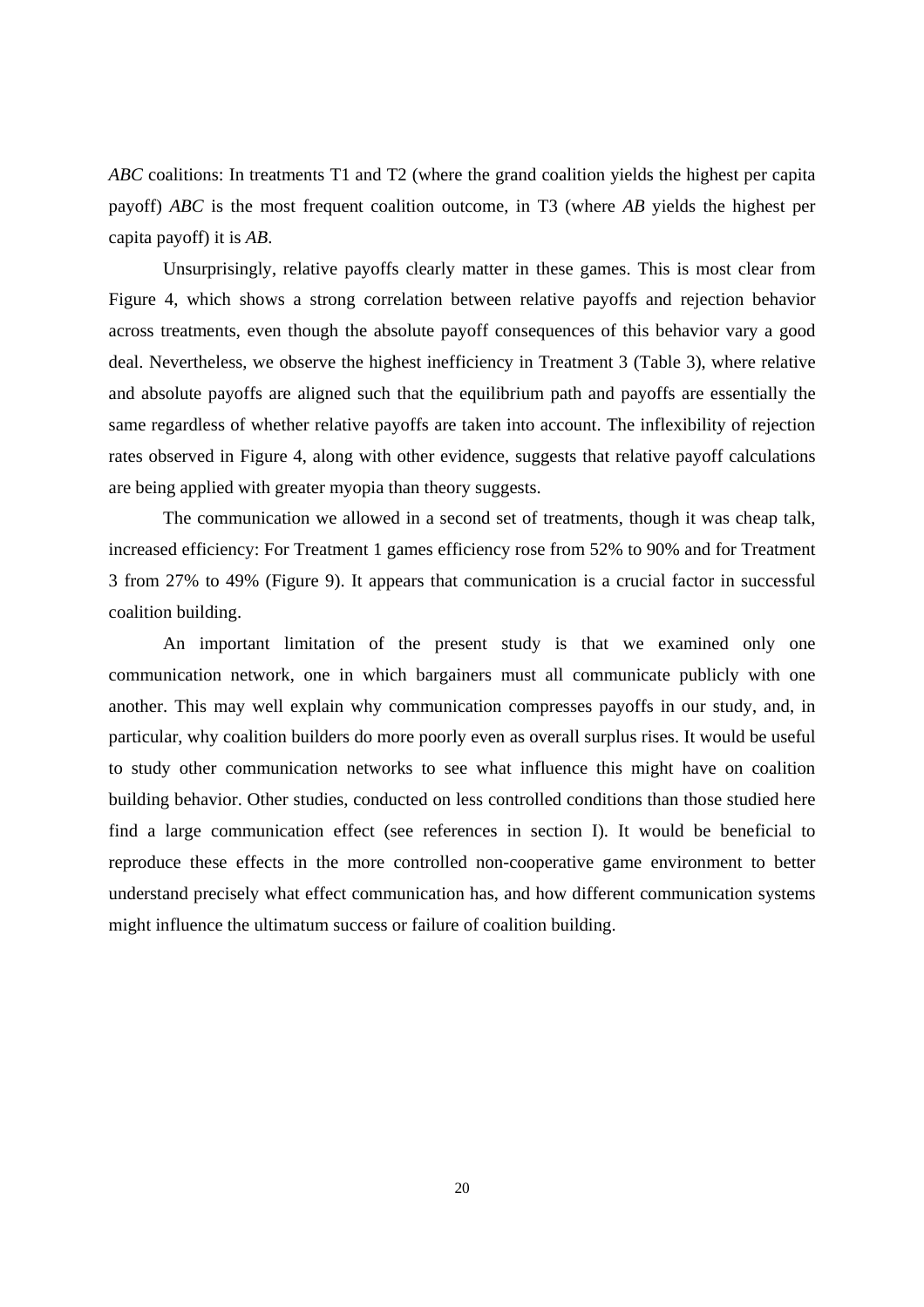*ABC* coalitions: In treatments T1 and T2 (where the grand coalition yields the highest per capita payoff) *ABC* is the most frequent coalition outcome, in T3 (where *AB* yields the highest per capita payoff) it is *AB*.

Unsurprisingly, relative payoffs clearly matter in these games. This is most clear from Figure 4, which shows a strong correlation between relative payoffs and rejection behavior across treatments, even though the absolute payoff consequences of this behavior vary a good deal. Nevertheless, we observe the highest inefficiency in Treatment 3 (Table 3), where relative and absolute payoffs are aligned such that the equilibrium path and payoffs are essentially the same regardless of whether relative payoffs are taken into account. The inflexibility of rejection rates observed in Figure 4, along with other evidence, suggests that relative payoff calculations are being applied with greater myopia than theory suggests.

The communication we allowed in a second set of treatments, though it was cheap talk, increased efficiency: For Treatment 1 games efficiency rose from 52% to 90% and for Treatment 3 from 27% to 49% (Figure 9). It appears that communication is a crucial factor in successful coalition building.

An important limitation of the present study is that we examined only one communication network, one in which bargainers must all communicate publicly with one another. This may well explain why communication compresses payoffs in our study, and, in particular, why coalition builders do more poorly even as overall surplus rises. It would be useful to study other communication networks to see what influence this might have on coalition building behavior. Other studies, conducted on less controlled conditions than those studied here find a large communication effect (see references in section I). It would be beneficial to reproduce these effects in the more controlled non-cooperative game environment to better understand precisely what effect communication has, and how different communication systems might influence the ultimatum success or failure of coalition building.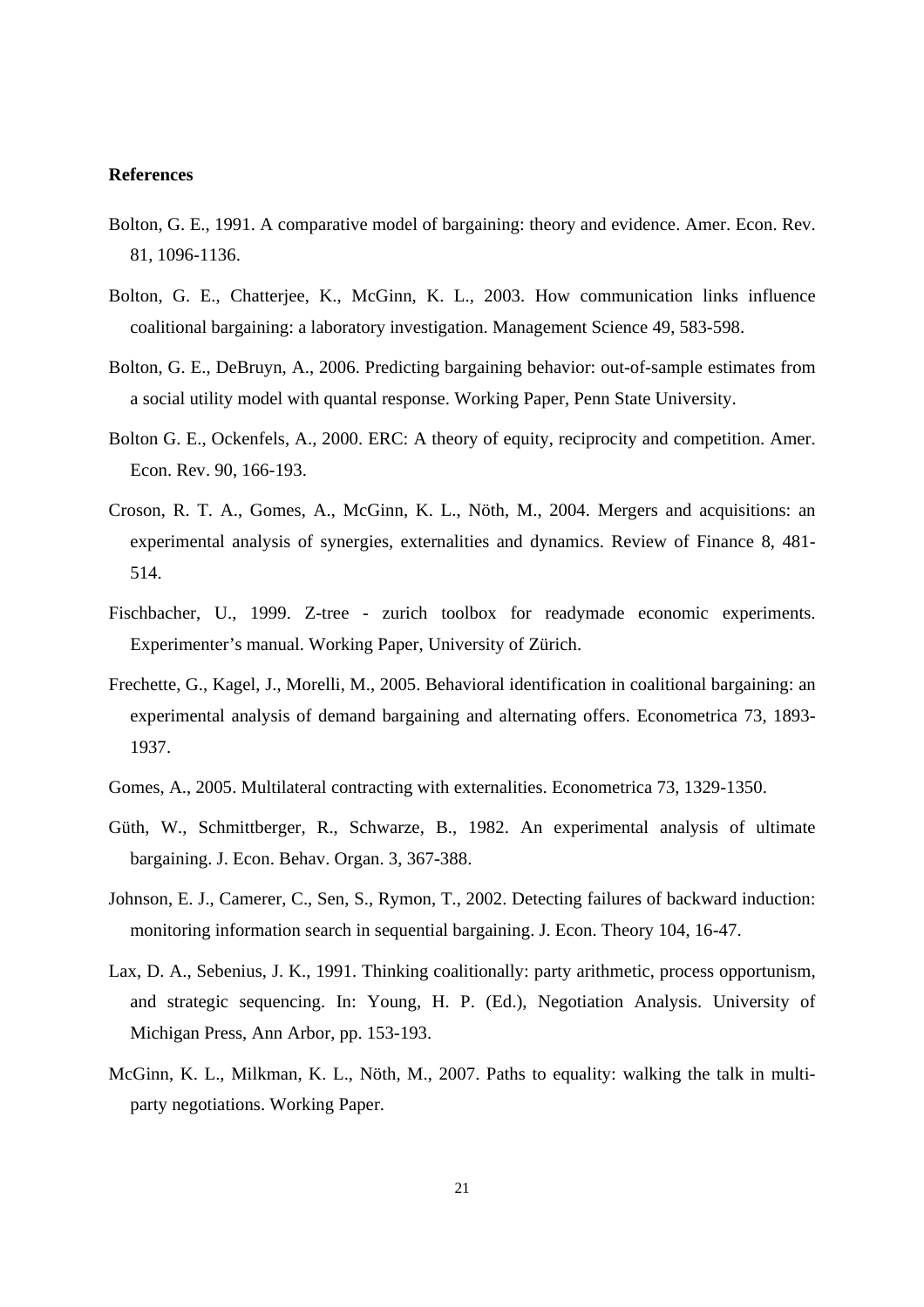**References**

Bolton, G. E., 1991. A comparative model of bargaining: theory and evidence. Amer. Econ. Rev. 81, 1096-1136.

Bolton, G. E., Chatterjee, K., McGinn, K. L., 2003. How communication links influence coalitional bargaining: a laboratory investigation. Management Science 49, 583-598.

Bolton, G. E., DeBruyn, A., 2006. Predicting bargaining behavior: out-of-sample estimates from a social utility model with quantal response. Working Paper, Penn State University.

Bolton G. E., Ockenfels, A., 2000. ERC: A theory of equity, reciprocity and competition. Amer. Econ. Rev. 90, 166-193.

Croson, R. T. A., Gomes, A., McGinn, K. L., Nöth, M., 2004. Mergers and acquisitions: an experimental analysis of synergies, externalities and dynamics. Review of Finance 8, 481-514.

Fischbacher, U., 1999. Z-tree - zurich toolbox for readymade economic experiments. Experimenter's manual. Working Paper, University of Zürich.

Frechette, G., Kagel, J., Morelli, M., 2005. Behavioral identification in coalitional bargaining: an experimental analysis of demand bargaining and alternating offers. Econometrica 73, 1893-1937.

Gomes, A., 2005. Multilateral contracting with externalities. Econometrica 73, 1329-1350.

Güth, W., Schmittberger, R., Schwarze, B., 1982. An experimental analysis of ultimate bargaining. J. Econ. Behav. Organ. 3, 367-388.

Johnson, E. J., Camerer, C., Sen, S., Rymon, T., 2002. Detecting failures of backward induction: monitoring information search in sequential bargaining. J. Econ. Theory 104, 16-47.

Lax, D. A., Sebenius, J. K., 1991. Thinking coalitionally: party arithmetic, process opportunism, and strategic sequencing. In: Young, H. P. (Ed.), Negotiation Analysis. University of Michigan Press, Ann Arbor, pp. 153-193.

McGinn, K. L., Milkman, K. L., Nöth, M., 2007. Paths to equality: walking the talk in multi-party negotiations. Working Paper.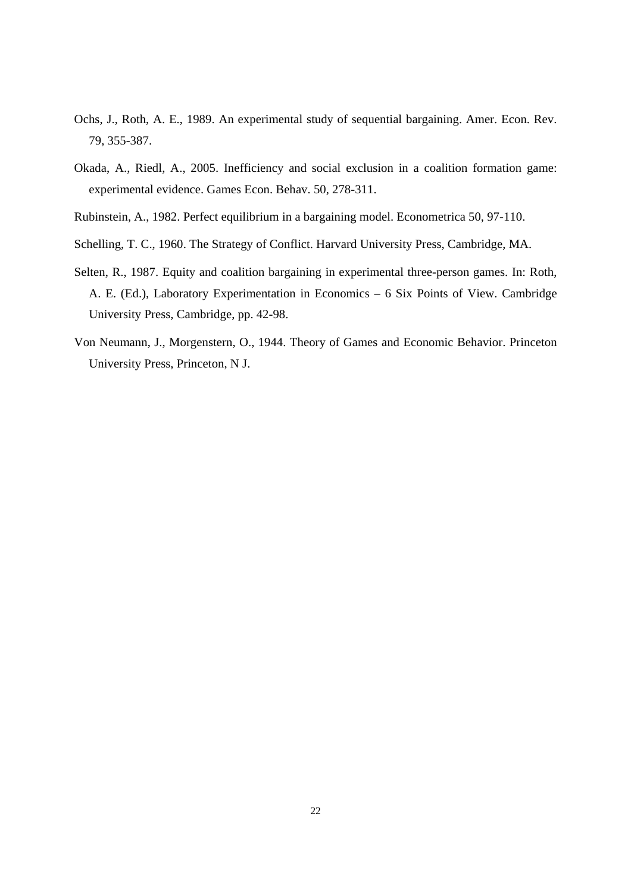Ochs, J., Roth, A. E., 1989. An experimental study of sequential bargaining. Amer. Econ. Rev. 79, 355-387.

Okada, A., Riedl, A., 2005. Inefficiency and social exclusion in a coalition formation game: experimental evidence. Games Econ. Behav. 50, 278-311.

Rubinstein, A., 1982. Perfect equilibrium in a bargaining model. Econometrica 50, 97-110.

Schelling, T. C., 1960. The Strategy of Conflict. Harvard University Press, Cambridge, MA.

Selten, R., 1987. Equity and coalition bargaining in experimental three-person games. In: Roth, A. E. (Ed.), Laboratory Experimentation in Economics – 6 Six Points of View. Cambridge University Press, Cambridge, pp. 42-98.

Von Neumann, J., Morgenstern, O., 1944. Theory of Games and Economic Behavior. Princeton University Press, Princeton, N J.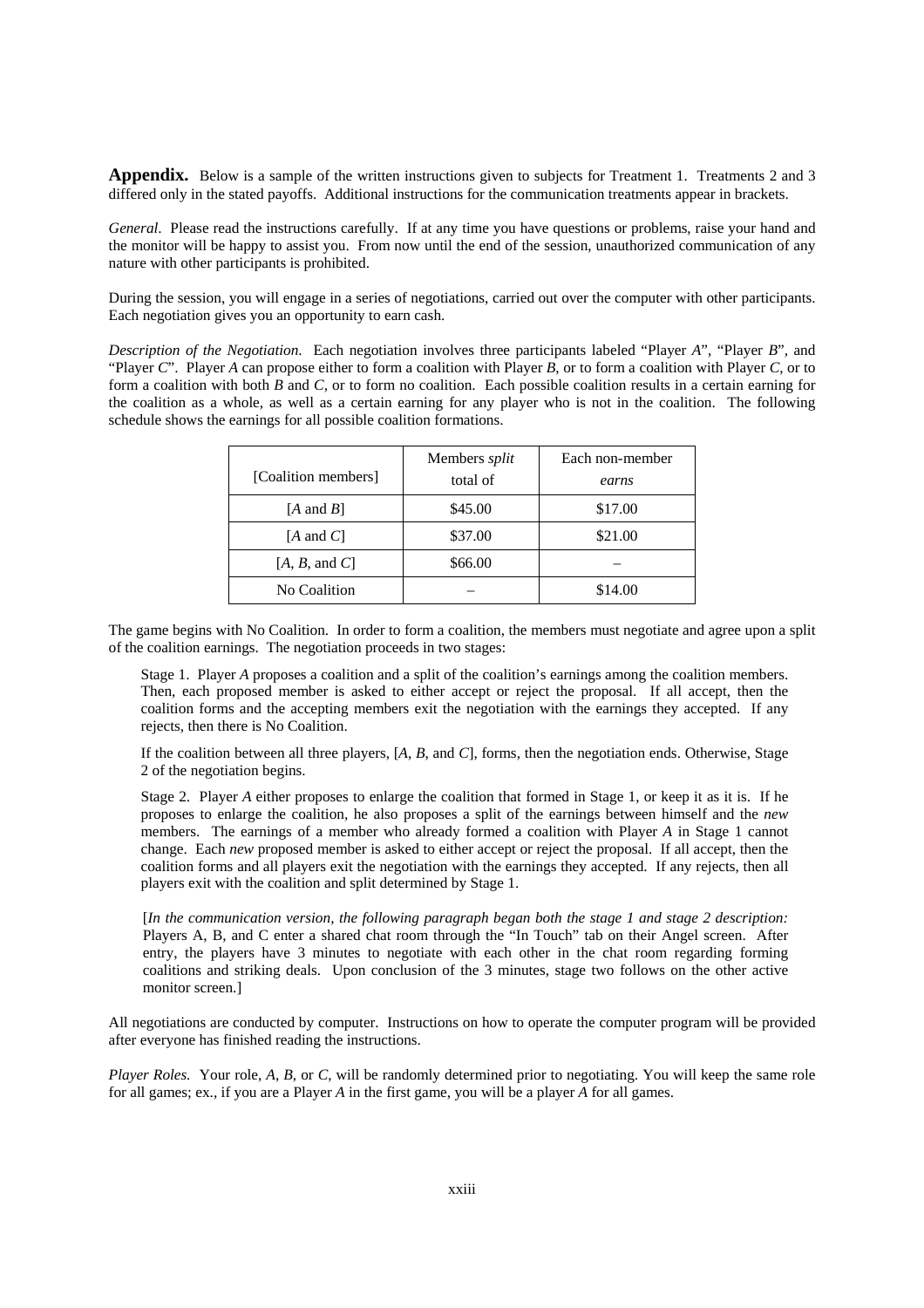**Appendix.** Below is a sample of the written instructions given to subjects for Treatment 1. Treatments 2 and 3 differed only in the stated payoffs. Additional instructions for the communication treatments appear in brackets.

*General*. Please read the instructions carefully. If at any time you have questions or problems, raise your hand and the monitor will be happy to assist you. From now until the end of the session, unauthorized communication of any nature with other participants is prohibited.

During the session, you will engage in a series of negotiations, carried out over the computer with other participants. Each negotiation gives you an opportunity to earn cash.

*Description of the Negotiation*. Each negotiation involves three participants labeled "Player *A*", "Player *B*", and "Player *C*". Player *A* can propose either to form a coalition with Player *B*, or to form a coalition with Player *C*, or to form a coalition with both *B* and *C*, or to form no coalition. Each possible coalition results in a certain earning for the coalition as a whole, as well as a certain earning for any player who is not in the coalition. The following schedule shows the earnings for all possible coalition formations.

| [Coalition members] | Members *split* total of | Each non-member *earns* |
|---|---|---|
| [*A* and *B*] | \$45.00 | \$17.00 |
| [*A* and *C*] | \$37.00 | \$21.00 |
| [*A*, *B*, and *C*] | \$66.00 | – |
| No Coalition | – | \$14.00 |

The game begins with No Coalition. In order to form a coalition, the members must negotiate and agree upon a split of the coalition earnings. The negotiation proceeds in two stages:

> Stage 1. Player *A* proposes a coalition and a split of the coalition's earnings among the coalition members. Then, each proposed member is asked to either accept or reject the proposal. If all accept, then the coalition forms and the accepting members exit the negotiation with the earnings they accepted. If any rejects, then there is No Coalition.
>
> If the coalition between all three players, [*A*, *B*, and *C*], forms, then the negotiation ends. Otherwise, Stage 2 of the negotiation begins.
>
> Stage 2. Player *A* either proposes to enlarge the coalition that formed in Stage 1, or keep it as it is. If he proposes to enlarge the coalition, he also proposes a split of the earnings between himself and the *new* members. The earnings of a member who already formed a coalition with Player *A* in Stage 1 cannot change. Each *new* proposed member is asked to either accept or reject the proposal. If all accept, then the coalition forms and all players exit the negotiation with the earnings they accepted. If any rejects, then all players exit with the coalition and split determined by Stage 1.
>
> [*In the communication version, the following paragraph began both the stage 1 and stage 2 description:* Players A, B, and C enter a shared chat room through the "In Touch" tab on their Angel screen. After entry, the players have 3 minutes to negotiate with each other in the chat room regarding forming coalitions and striking deals. Upon conclusion of the 3 minutes, stage two follows on the other active monitor screen.]

All negotiations are conducted by computer. Instructions on how to operate the computer program will be provided after everyone has finished reading the instructions.

*Player Roles.* Your role, *A*, *B*, or *C*, will be randomly determined prior to negotiating. You will keep the same role for all games; ex., if you are a Player *A* in the first game, you will be a player *A* for all games.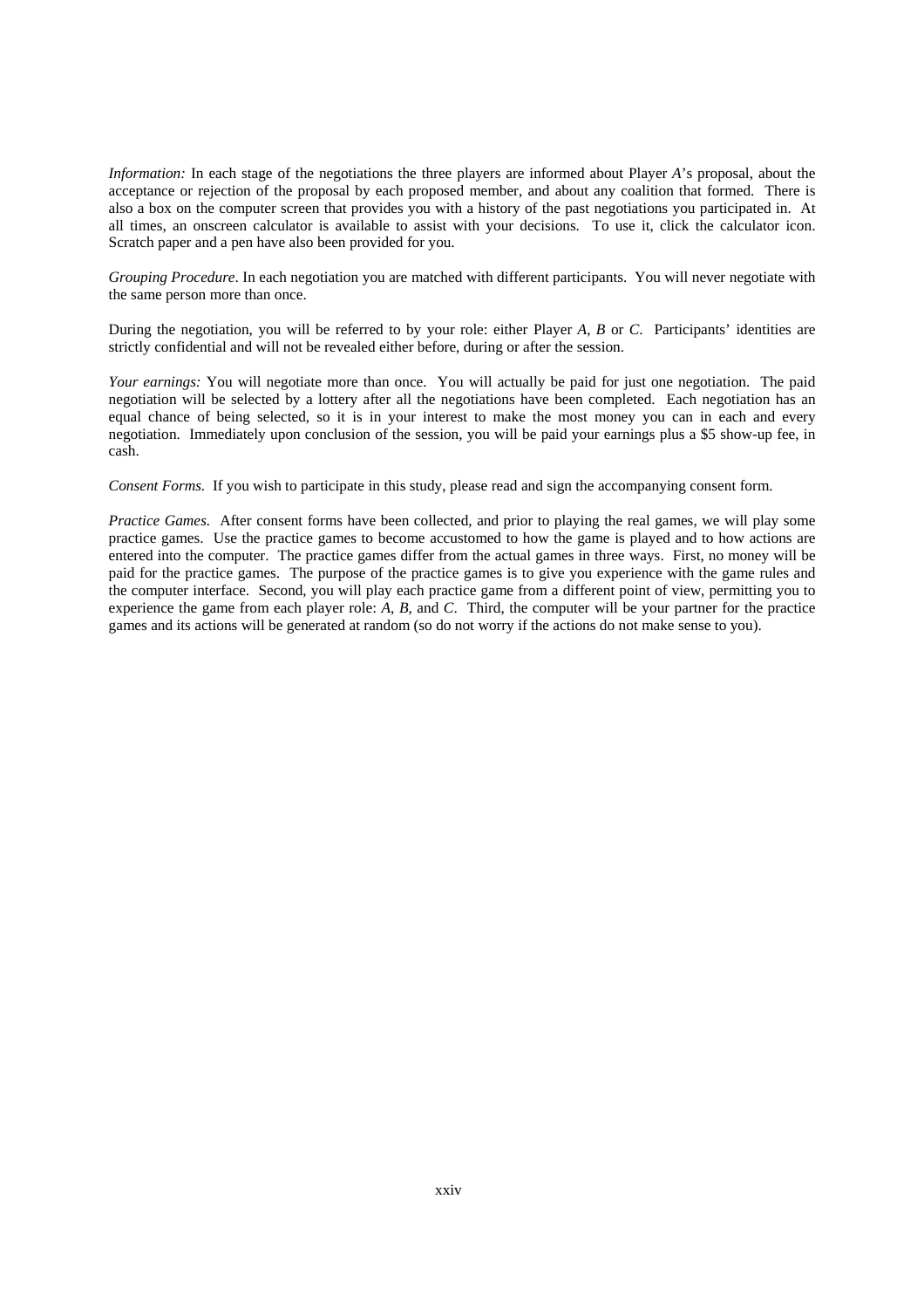*Information:* In each stage of the negotiations the three players are informed about Player *A*'s proposal, about the acceptance or rejection of the proposal by each proposed member, and about any coalition that formed. There is also a box on the computer screen that provides you with a history of the past negotiations you participated in. At all times, an onscreen calculator is available to assist with your decisions. To use it, click the calculator icon. Scratch paper and a pen have also been provided for you.

*Grouping Procedure*. In each negotiation you are matched with different participants. You will never negotiate with the same person more than once.

During the negotiation, you will be referred to by your role: either Player *A*, *B* or *C*. Participants' identities are strictly confidential and will not be revealed either before, during or after the session.

*Your earnings:* You will negotiate more than once. You will actually be paid for just one negotiation. The paid negotiation will be selected by a lottery after all the negotiations have been completed. Each negotiation has an equal chance of being selected, so it is in your interest to make the most money you can in each and every negotiation. Immediately upon conclusion of the session, you will be paid your earnings plus a $5 show-up fee, in cash.

*Consent Forms.* If you wish to participate in this study, please read and sign the accompanying consent form.

*Practice Games.* After consent forms have been collected, and prior to playing the real games, we will play some practice games. Use the practice games to become accustomed to how the game is played and to how actions are entered into the computer. The practice games differ from the actual games in three ways. First, no money will be paid for the practice games. The purpose of the practice games is to give you experience with the game rules and the computer interface. Second, you will play each practice game from a different point of view, permitting you to experience the game from each player role: *A*, *B*, and *C*. Third, the computer will be your partner for the practice games and its actions will be generated at random (so do not worry if the actions do not make sense to you).